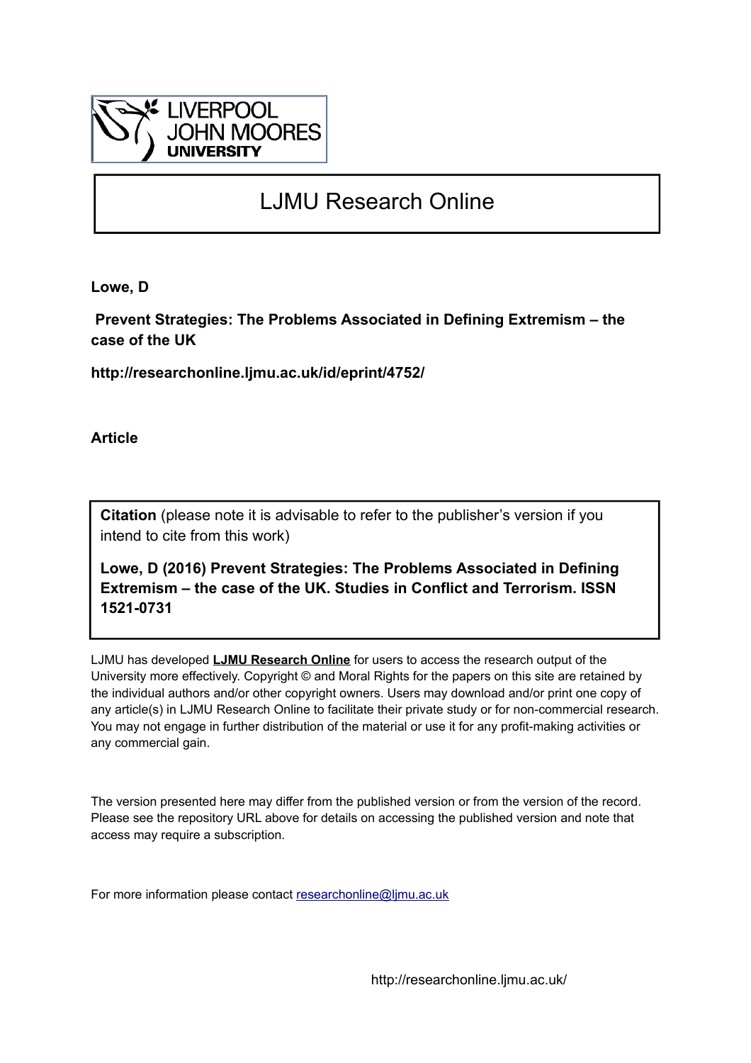LIVERPOOL JOHN MOORES UNIVERSITY

# LJMU Research Online

**Lowe, D**

**Prevent Strategies: The Problems Associated in Defining Extremism – the case of the UK**

**http://researchonline.ljmu.ac.uk/id/eprint/4752/**

**Article**

**Citation** (please note it is advisable to refer to the publisher's version if you intend to cite from this work)

**Lowe, D (2016) Prevent Strategies: The Problems Associated in Defining Extremism – the case of the UK. Studies in Conflict and Terrorism. ISSN 1521-0731**

LJMU has developed **LJMU Research Online** for users to access the research output of the University more effectively. Copyright © and Moral Rights for the papers on this site are retained by the individual authors and/or other copyright owners. Users may download and/or print one copy of any article(s) in LJMU Research Online to facilitate their private study or for non-commercial research. You may not engage in further distribution of the material or use it for any profit-making activities or any commercial gain.

The version presented here may differ from the published version or from the version of the record. Please see the repository URL above for details on accessing the published version and note that access may require a subscription.

For more information please contact researchonline@ljmu.ac.uk

http://researchonline.ljmu.ac.uk/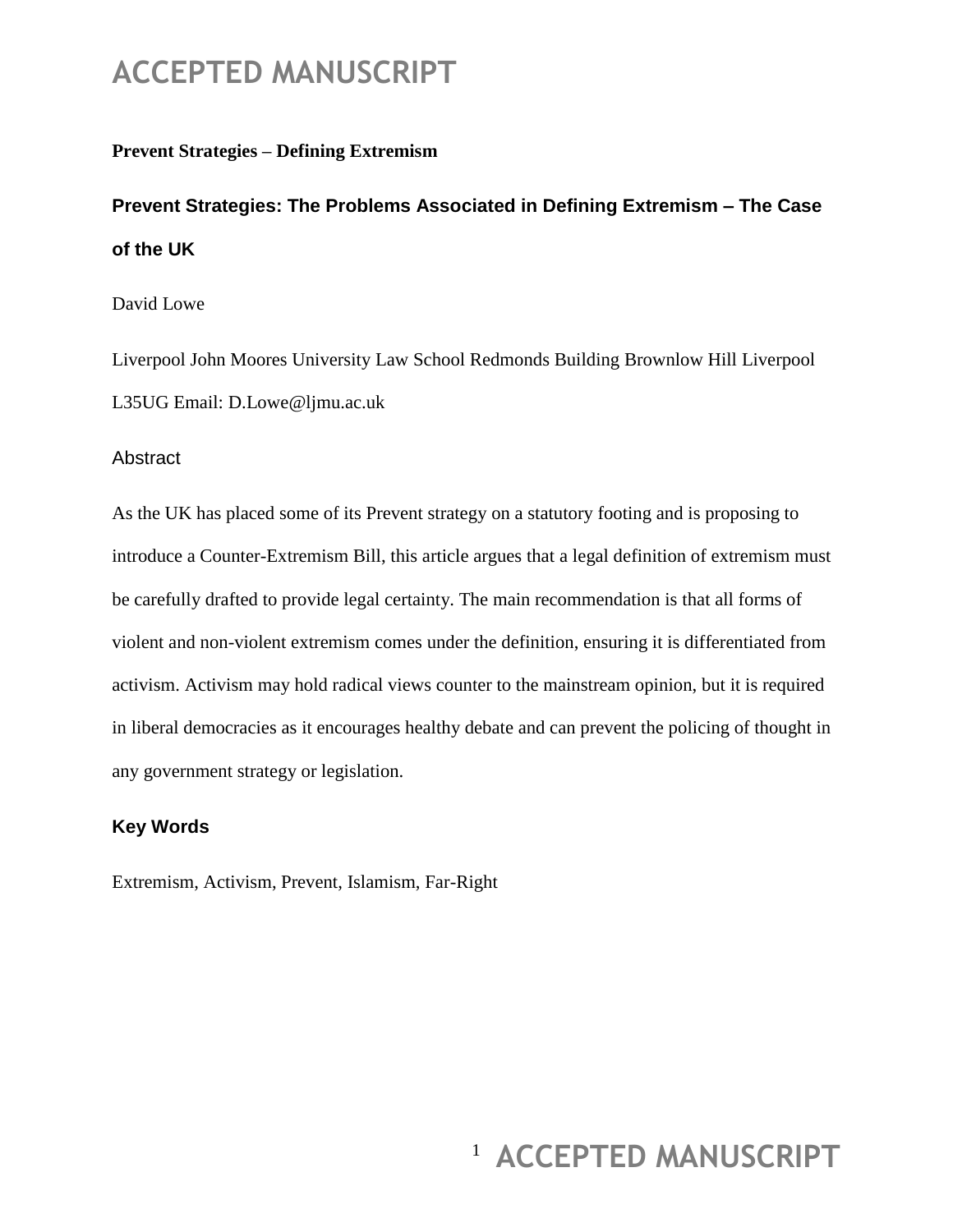**Prevent Strategies – Defining Extremism**

## Prevent Strategies: The Problems Associated in Defining Extremism – The Case of the UK

David Lowe

Liverpool John Moores University Law School Redmonds Building Brownlow Hill Liverpool L35UG Email: D.Lowe@ljmu.ac.uk

### Abstract

As the UK has placed some of its Prevent strategy on a statutory footing and is proposing to introduce a Counter-Extremism Bill, this article argues that a legal definition of extremism must be carefully drafted to provide legal certainty. The main recommendation is that all forms of violent and non-violent extremism comes under the definition, ensuring it is differentiated from activism. Activism may hold radical views counter to the mainstream opinion, but it is required in liberal democracies as it encourages healthy debate and can prevent the policing of thought in any government strategy or legislation.

### Key Words

Extremism, Activism, Prevent, Islamism, Far-Right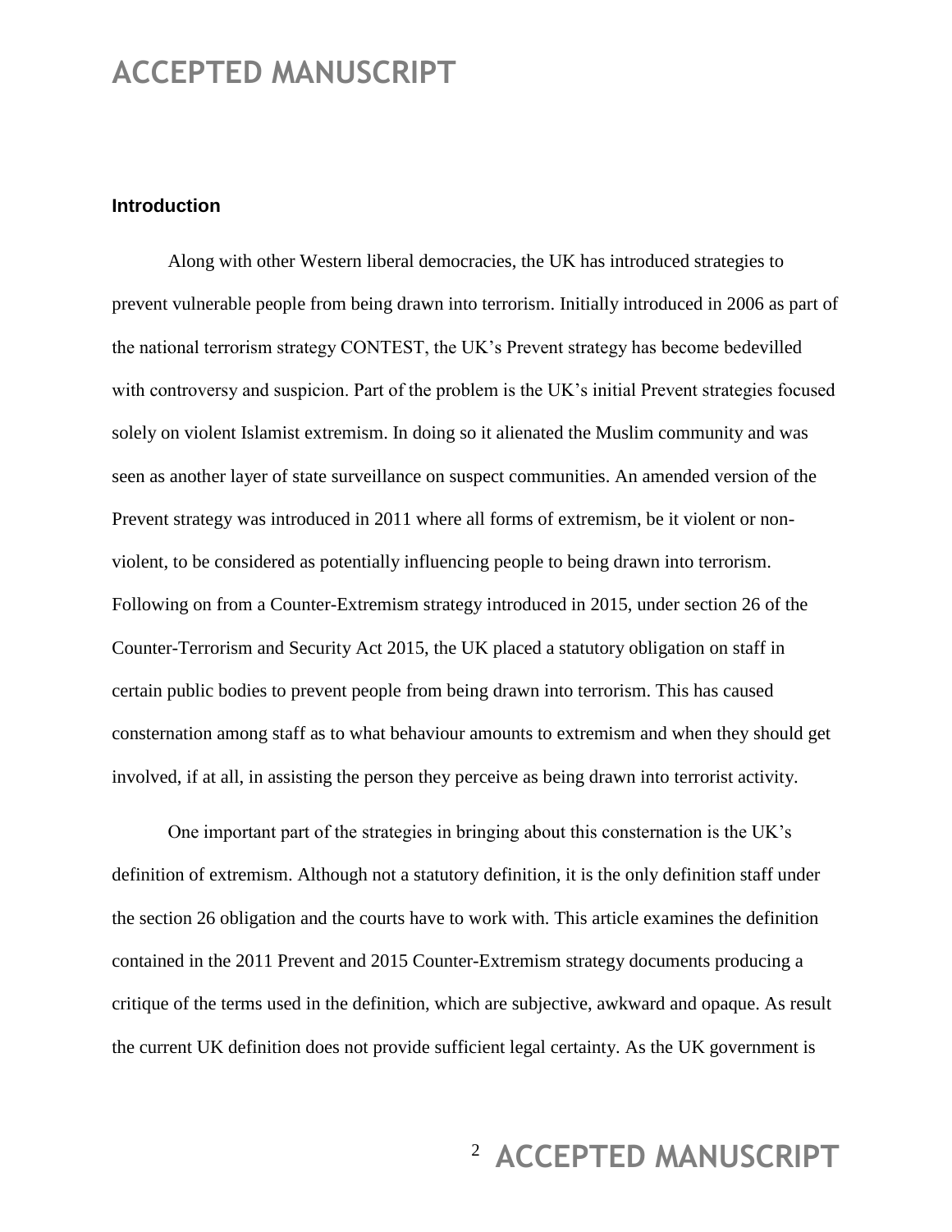## Introduction

Along with other Western liberal democracies, the UK has introduced strategies to prevent vulnerable people from being drawn into terrorism. Initially introduced in 2006 as part of the national terrorism strategy CONTEST, the UK's Prevent strategy has become bedevilled with controversy and suspicion. Part of the problem is the UK's initial Prevent strategies focused solely on violent Islamist extremism. In doing so it alienated the Muslim community and was seen as another layer of state surveillance on suspect communities. An amended version of the Prevent strategy was introduced in 2011 where all forms of extremism, be it violent or non-violent, to be considered as potentially influencing people to being drawn into terrorism. Following on from a Counter-Extremism strategy introduced in 2015, under section 26 of the Counter-Terrorism and Security Act 2015, the UK placed a statutory obligation on staff in certain public bodies to prevent people from being drawn into terrorism. This has caused consternation among staff as to what behaviour amounts to extremism and when they should get involved, if at all, in assisting the person they perceive as being drawn into terrorist activity.

One important part of the strategies in bringing about this consternation is the UK's definition of extremism. Although not a statutory definition, it is the only definition staff under the section 26 obligation and the courts have to work with. This article examines the definition contained in the 2011 Prevent and 2015 Counter-Extremism strategy documents producing a critique of the terms used in the definition, which are subjective, awkward and opaque. As result the current UK definition does not provide sufficient legal certainty. As the UK government is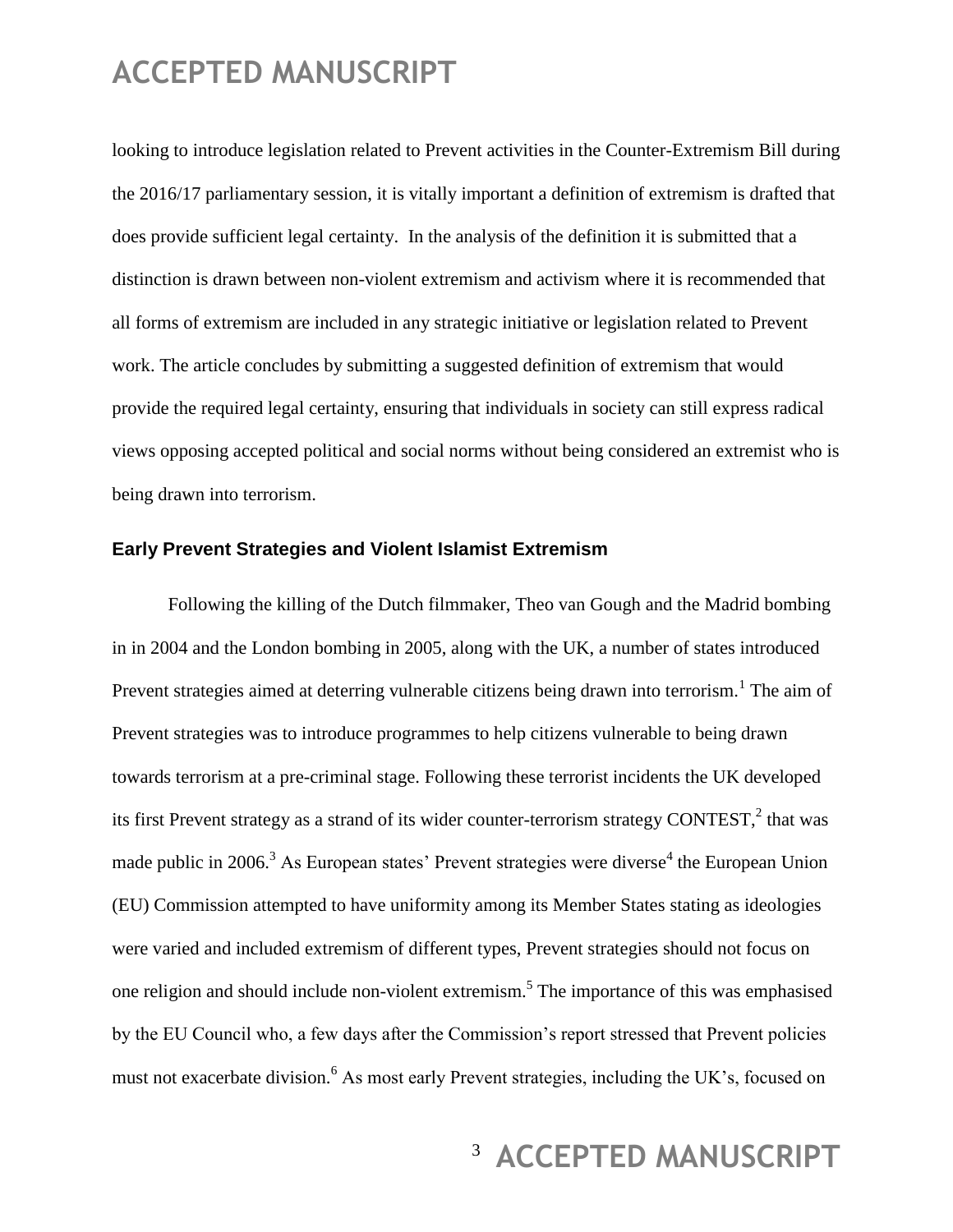looking to introduce legislation related to Prevent activities in the Counter-Extremism Bill during the 2016/17 parliamentary session, it is vitally important a definition of extremism is drafted that does provide sufficient legal certainty. In the analysis of the definition it is submitted that a distinction is drawn between non-violent extremism and activism where it is recommended that all forms of extremism are included in any strategic initiative or legislation related to Prevent work. The article concludes by submitting a suggested definition of extremism that would provide the required legal certainty, ensuring that individuals in society can still express radical views opposing accepted political and social norms without being considered an extremist who is being drawn into terrorism.

## Early Prevent Strategies and Violent Islamist Extremism

Following the killing of the Dutch filmmaker, Theo van Gough and the Madrid bombing in in 2004 and the London bombing in 2005, along with the UK, a number of states introduced Prevent strategies aimed at deterring vulnerable citizens being drawn into terrorism.[1] The aim of Prevent strategies was to introduce programmes to help citizens vulnerable to being drawn towards terrorism at a pre-criminal stage. Following these terrorist incidents the UK developed its first Prevent strategy as a strand of its wider counter-terrorism strategy CONTEST,[2] that was made public in 2006.[3] As European states' Prevent strategies were diverse[4] the European Union (EU) Commission attempted to have uniformity among its Member States stating as ideologies were varied and included extremism of different types, Prevent strategies should not focus on one religion and should include non-violent extremism.[5] The importance of this was emphasised by the EU Council who, a few days after the Commission's report stressed that Prevent policies must not exacerbate division.[6] As most early Prevent strategies, including the UK's, focused on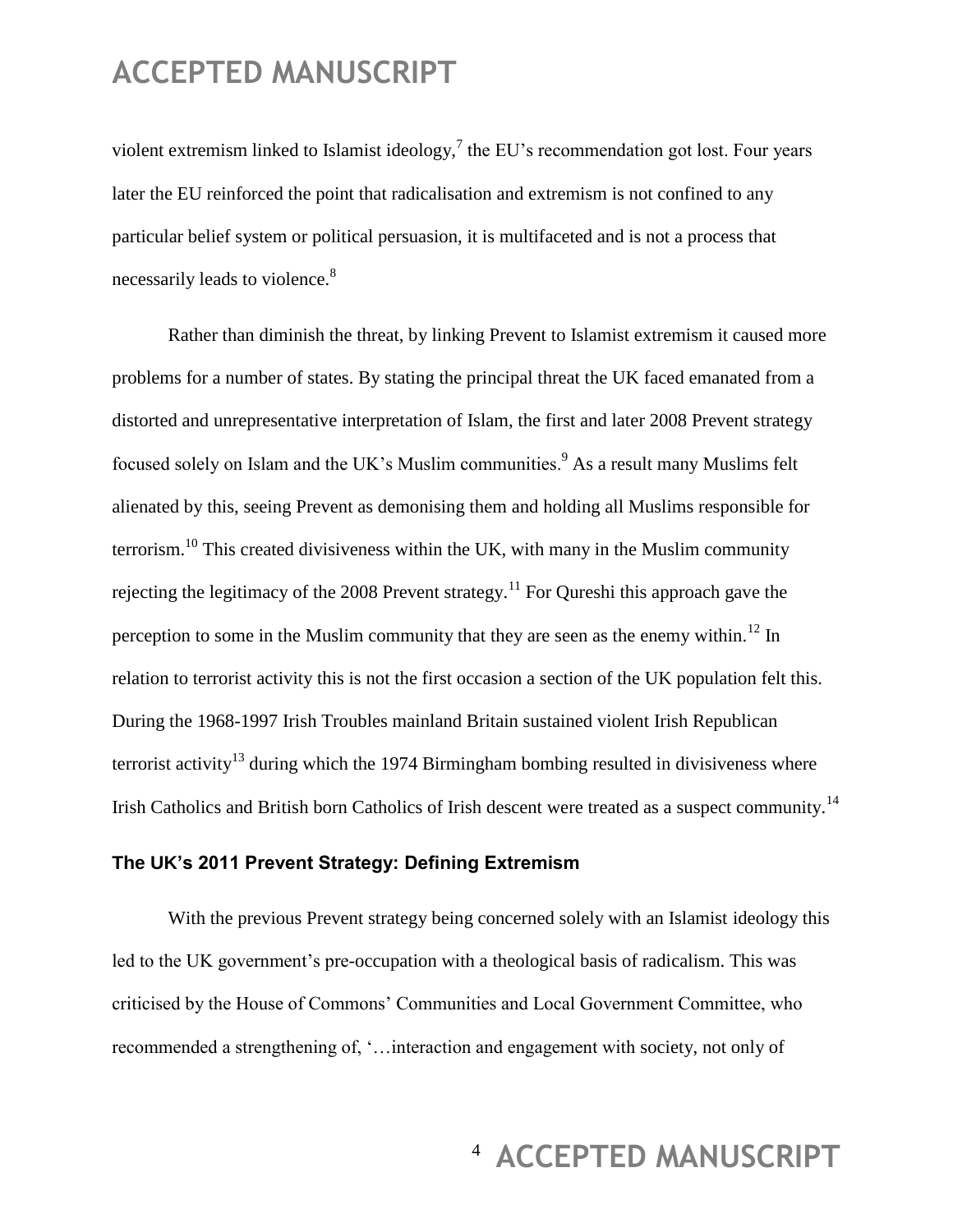violent extremism linked to Islamist ideology,[7] the EU's recommendation got lost. Four years later the EU reinforced the point that radicalisation and extremism is not confined to any particular belief system or political persuasion, it is multifaceted and is not a process that necessarily leads to violence.[8]

Rather than diminish the threat, by linking Prevent to Islamist extremism it caused more problems for a number of states. By stating the principal threat the UK faced emanated from a distorted and unrepresentative interpretation of Islam, the first and later 2008 Prevent strategy focused solely on Islam and the UK's Muslim communities.[9] As a result many Muslims felt alienated by this, seeing Prevent as demonising them and holding all Muslims responsible for terrorism.[10] This created divisiveness within the UK, with many in the Muslim community rejecting the legitimacy of the 2008 Prevent strategy.[11] For Qureshi this approach gave the perception to some in the Muslim community that they are seen as the enemy within.[12] In relation to terrorist activity this is not the first occasion a section of the UK population felt this. During the 1968-1997 Irish Troubles mainland Britain sustained violent Irish Republican terrorist activity[13] during which the 1974 Birmingham bombing resulted in divisiveness where Irish Catholics and British born Catholics of Irish descent were treated as a suspect community.[14]

### The UK's 2011 Prevent Strategy: Defining Extremism

With the previous Prevent strategy being concerned solely with an Islamist ideology this led to the UK government's pre-occupation with a theological basis of radicalism. This was criticised by the House of Commons' Communities and Local Government Committee, who recommended a strengthening of, '…interaction and engagement with society, not only of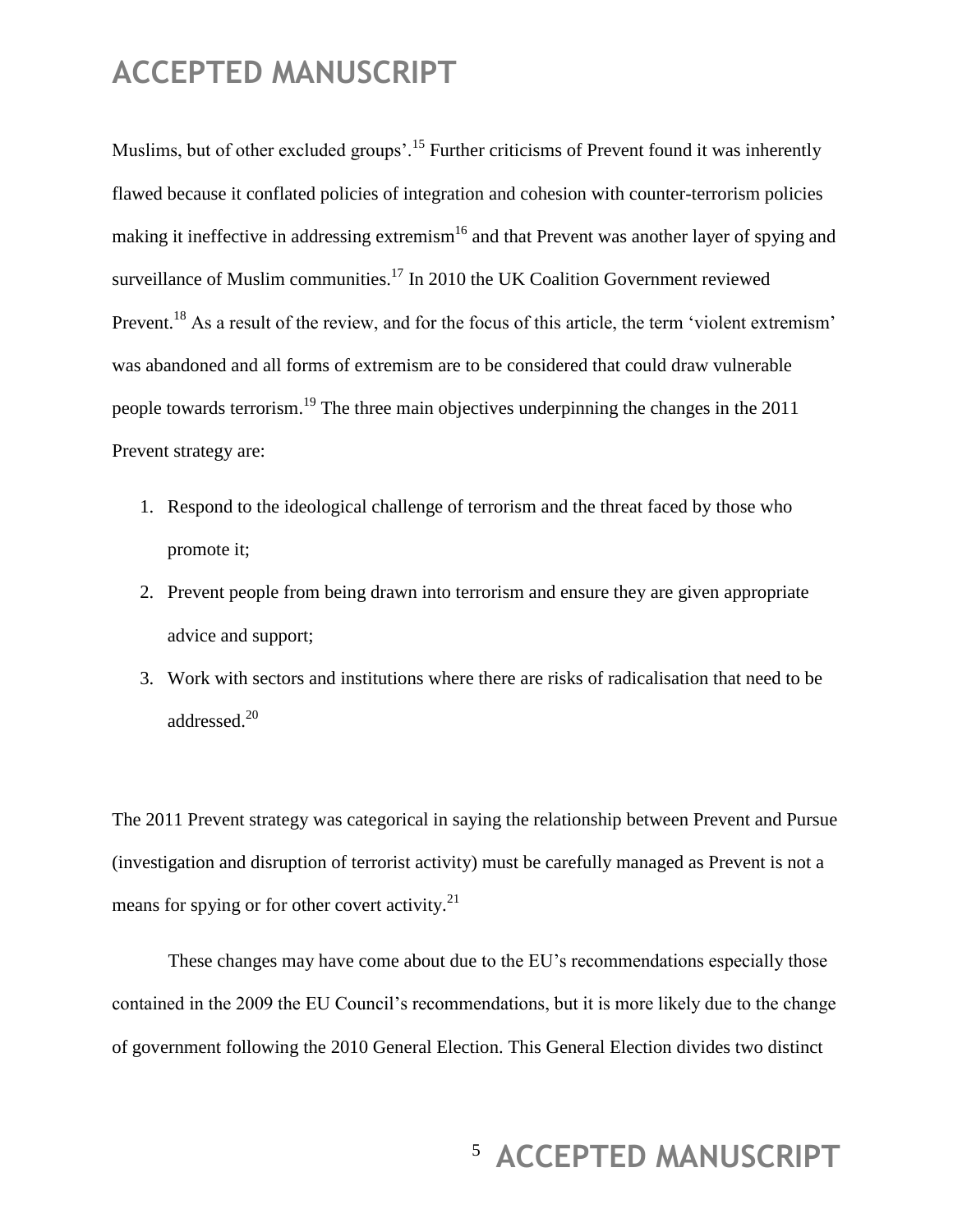Muslims, but of other excluded groups'.[15] Further criticisms of Prevent found it was inherently flawed because it conflated policies of integration and cohesion with counter-terrorism policies making it ineffective in addressing extremism[16] and that Prevent was another layer of spying and surveillance of Muslim communities.[17] In 2010 the UK Coalition Government reviewed Prevent.[18] As a result of the review, and for the focus of this article, the term 'violent extremism' was abandoned and all forms of extremism are to be considered that could draw vulnerable people towards terrorism.[19] The three main objectives underpinning the changes in the 2011 Prevent strategy are:

1. Respond to the ideological challenge of terrorism and the threat faced by those who promote it;
2. Prevent people from being drawn into terrorism and ensure they are given appropriate advice and support;
3. Work with sectors and institutions where there are risks of radicalisation that need to be addressed.[20]

The 2011 Prevent strategy was categorical in saying the relationship between Prevent and Pursue (investigation and disruption of terrorist activity) must be carefully managed as Prevent is not a means for spying or for other covert activity.[21]

These changes may have come about due to the EU's recommendations especially those contained in the 2009 the EU Council's recommendations, but it is more likely due to the change of government following the 2010 General Election. This General Election divides two distinct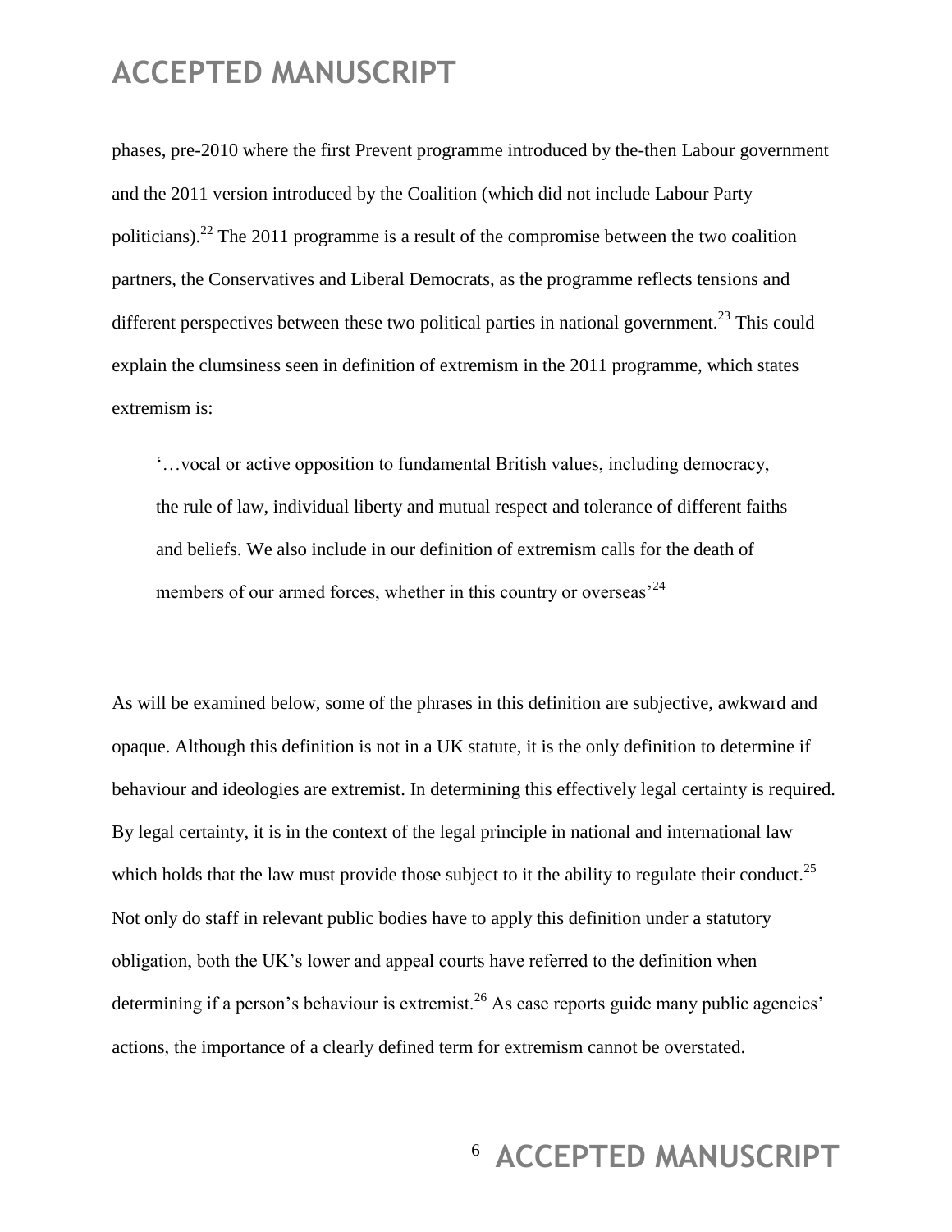phases, pre-2010 where the first Prevent programme introduced by the-then Labour government and the 2011 version introduced by the Coalition (which did not include Labour Party politicians).[22] The 2011 programme is a result of the compromise between the two coalition partners, the Conservatives and Liberal Democrats, as the programme reflects tensions and different perspectives between these two political parties in national government.[23] This could explain the clumsiness seen in definition of extremism in the 2011 programme, which states extremism is:

> '…vocal or active opposition to fundamental British values, including democracy, the rule of law, individual liberty and mutual respect and tolerance of different faiths and beliefs. We also include in our definition of extremism calls for the death of members of our armed forces, whether in this country or overseas'[24]

As will be examined below, some of the phrases in this definition are subjective, awkward and opaque. Although this definition is not in a UK statute, it is the only definition to determine if behaviour and ideologies are extremist. In determining this effectively legal certainty is required. By legal certainty, it is in the context of the legal principle in national and international law which holds that the law must provide those subject to it the ability to regulate their conduct.[25] Not only do staff in relevant public bodies have to apply this definition under a statutory obligation, both the UK's lower and appeal courts have referred to the definition when determining if a person's behaviour is extremist.[26] As case reports guide many public agencies' actions, the importance of a clearly defined term for extremism cannot be overstated.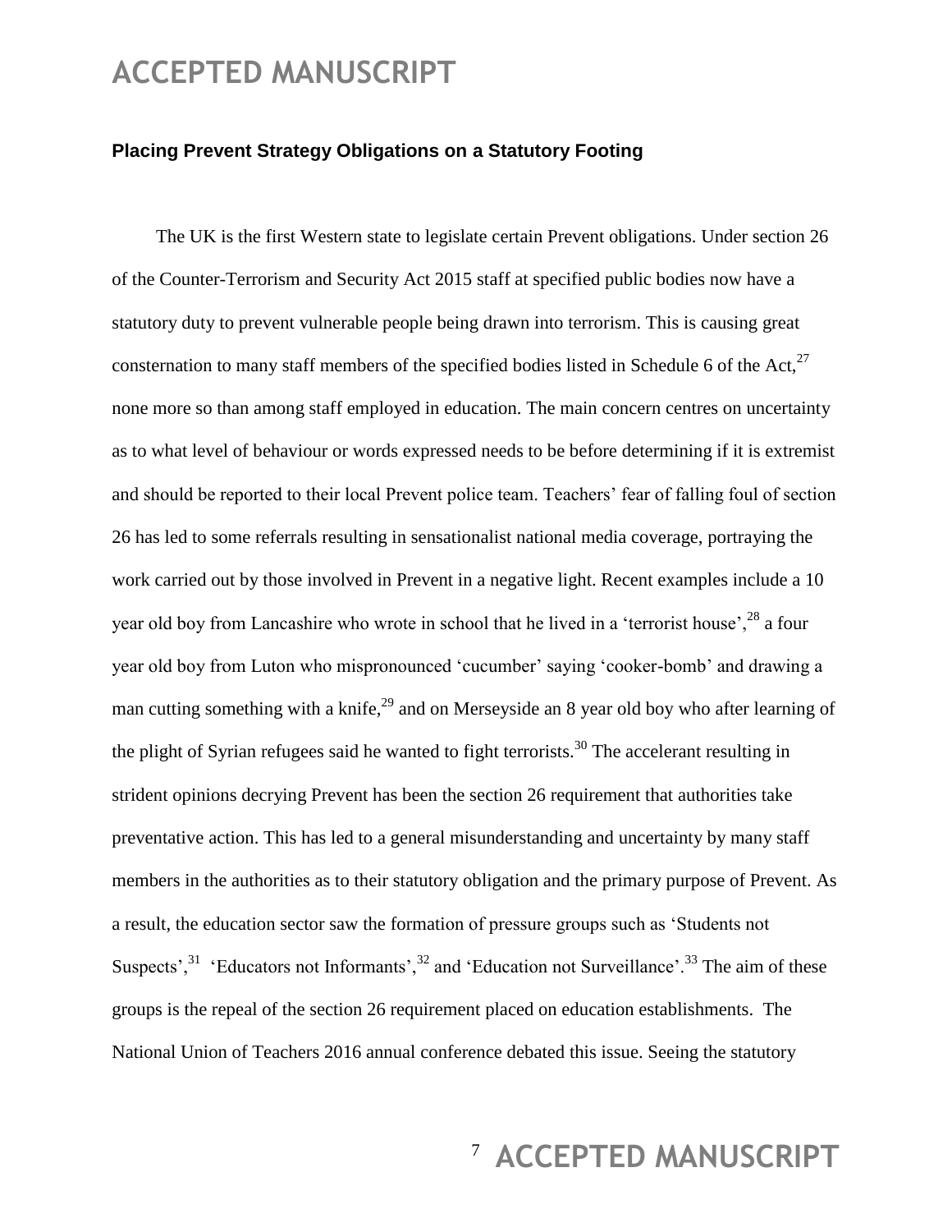## Placing Prevent Strategy Obligations on a Statutory Footing

The UK is the first Western state to legislate certain Prevent obligations. Under section 26 of the Counter-Terrorism and Security Act 2015 staff at specified public bodies now have a statutory duty to prevent vulnerable people being drawn into terrorism. This is causing great consternation to many staff members of the specified bodies listed in Schedule 6 of the Act,[27] none more so than among staff employed in education. The main concern centres on uncertainty as to what level of behaviour or words expressed needs to be before determining if it is extremist and should be reported to their local Prevent police team. Teachers' fear of falling foul of section 26 has led to some referrals resulting in sensationalist national media coverage, portraying the work carried out by those involved in Prevent in a negative light. Recent examples include a 10 year old boy from Lancashire who wrote in school that he lived in a 'terrorist house',[28] a four year old boy from Luton who mispronounced 'cucumber' saying 'cooker-bomb' and drawing a man cutting something with a knife,[29] and on Merseyside an 8 year old boy who after learning of the plight of Syrian refugees said he wanted to fight terrorists.[30] The accelerant resulting in strident opinions decrying Prevent has been the section 26 requirement that authorities take preventative action. This has led to a general misunderstanding and uncertainty by many staff members in the authorities as to their statutory obligation and the primary purpose of Prevent. As a result, the education sector saw the formation of pressure groups such as 'Students not Suspects',[31] 'Educators not Informants',[32] and 'Education not Surveillance'.[33] The aim of these groups is the repeal of the section 26 requirement placed on education establishments. The National Union of Teachers 2016 annual conference debated this issue. Seeing the statutory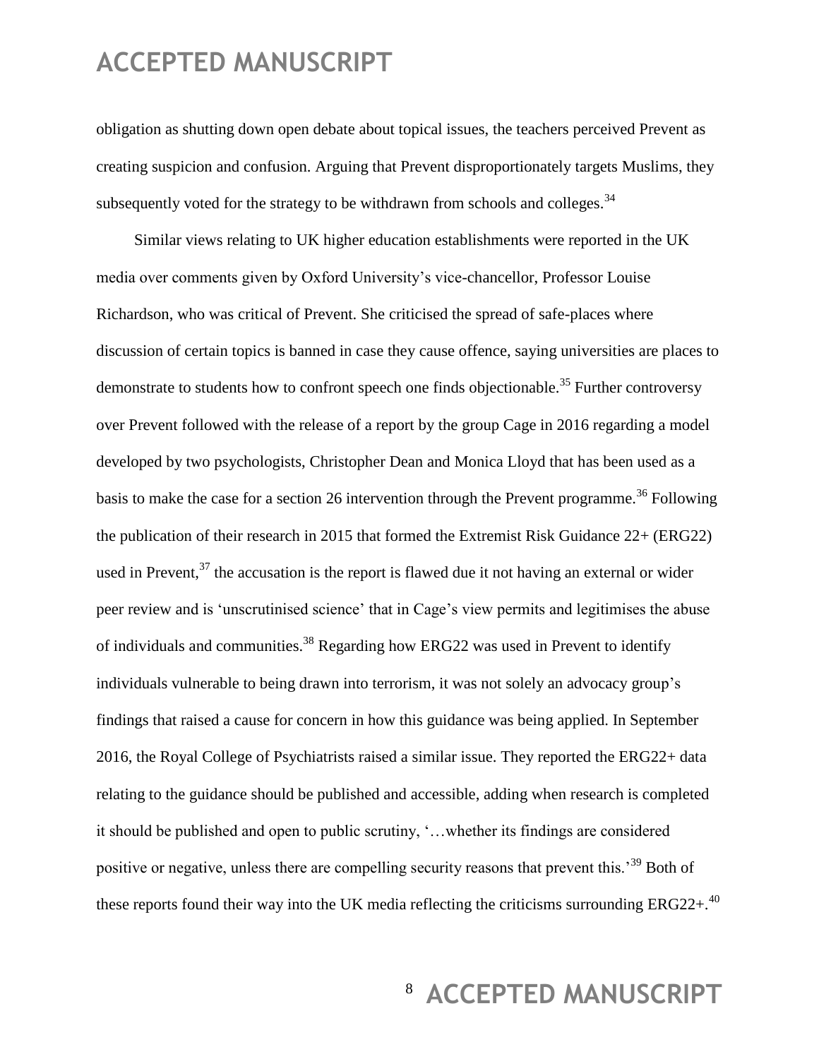obligation as shutting down open debate about topical issues, the teachers perceived Prevent as creating suspicion and confusion. Arguing that Prevent disproportionately targets Muslims, they subsequently voted for the strategy to be withdrawn from schools and colleges.[34]

Similar views relating to UK higher education establishments were reported in the UK media over comments given by Oxford University's vice-chancellor, Professor Louise Richardson, who was critical of Prevent. She criticised the spread of safe-places where discussion of certain topics is banned in case they cause offence, saying universities are places to demonstrate to students how to confront speech one finds objectionable.[35] Further controversy over Prevent followed with the release of a report by the group Cage in 2016 regarding a model developed by two psychologists, Christopher Dean and Monica Lloyd that has been used as a basis to make the case for a section 26 intervention through the Prevent programme.[36] Following the publication of their research in 2015 that formed the Extremist Risk Guidance 22+ (ERG22) used in Prevent,[37] the accusation is the report is flawed due it not having an external or wider peer review and is 'unscrutinised science' that in Cage's view permits and legitimises the abuse of individuals and communities.[38] Regarding how ERG22 was used in Prevent to identify individuals vulnerable to being drawn into terrorism, it was not solely an advocacy group's findings that raised a cause for concern in how this guidance was being applied. In September 2016, the Royal College of Psychiatrists raised a similar issue. They reported the ERG22+ data relating to the guidance should be published and accessible, adding when research is completed it should be published and open to public scrutiny, '…whether its findings are considered positive or negative, unless there are compelling security reasons that prevent this.'[39] Both of these reports found their way into the UK media reflecting the criticisms surrounding ERG22+.[40]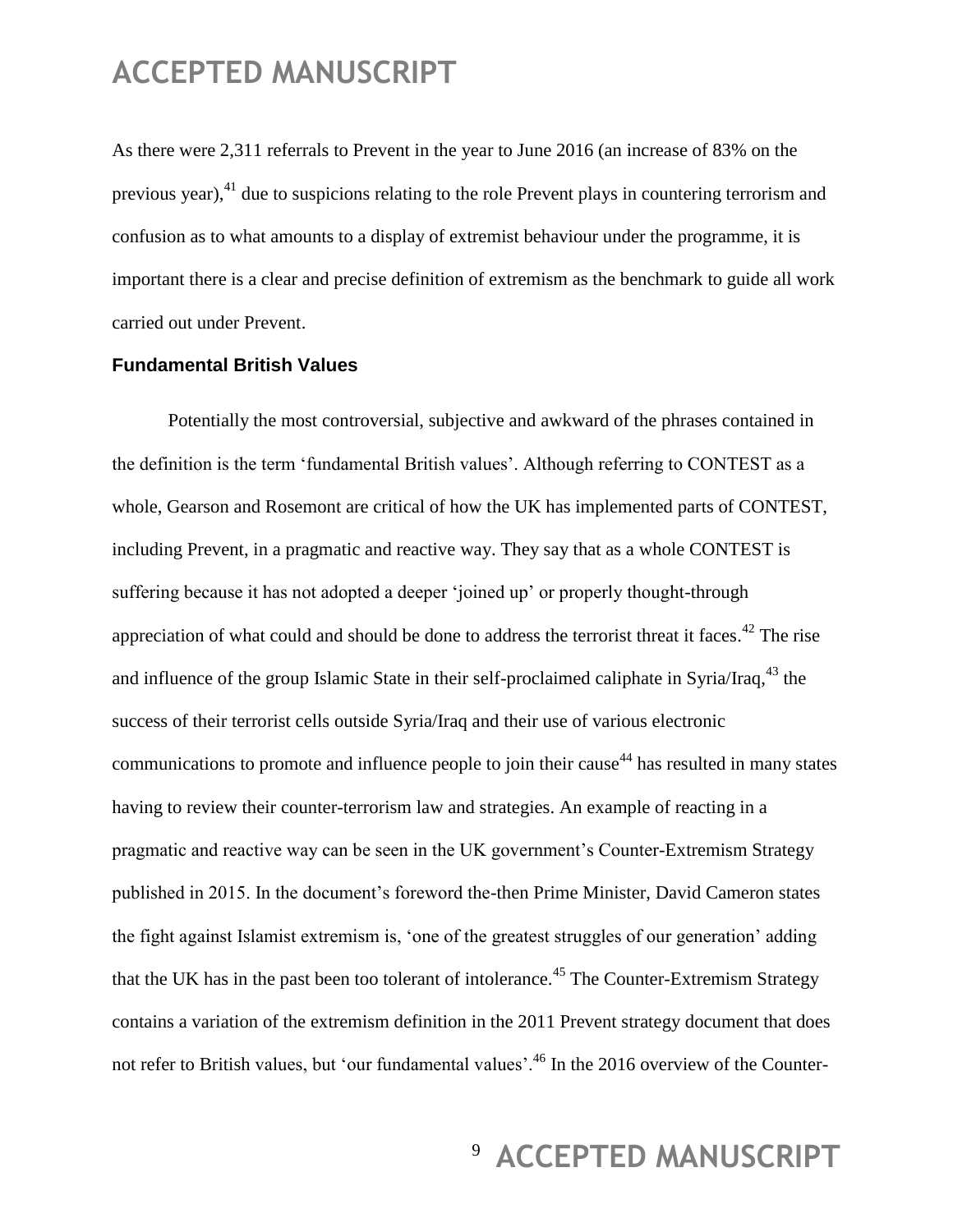As there were 2,311 referrals to Prevent in the year to June 2016 (an increase of 83% on the previous year),[41] due to suspicions relating to the role Prevent plays in countering terrorism and confusion as to what amounts to a display of extremist behaviour under the programme, it is important there is a clear and precise definition of extremism as the benchmark to guide all work carried out under Prevent.

### Fundamental British Values

Potentially the most controversial, subjective and awkward of the phrases contained in the definition is the term 'fundamental British values'. Although referring to CONTEST as a whole, Gearson and Rosemont are critical of how the UK has implemented parts of CONTEST, including Prevent, in a pragmatic and reactive way. They say that as a whole CONTEST is suffering because it has not adopted a deeper 'joined up' or properly thought-through appreciation of what could and should be done to address the terrorist threat it faces.[42] The rise and influence of the group Islamic State in their self-proclaimed caliphate in Syria/Iraq,[43] the success of their terrorist cells outside Syria/Iraq and their use of various electronic communications to promote and influence people to join their cause[44] has resulted in many states having to review their counter-terrorism law and strategies. An example of reacting in a pragmatic and reactive way can be seen in the UK government's Counter-Extremism Strategy published in 2015. In the document's foreword the-then Prime Minister, David Cameron states the fight against Islamist extremism is, 'one of the greatest struggles of our generation' adding that the UK has in the past been too tolerant of intolerance.[45] The Counter-Extremism Strategy contains a variation of the extremism definition in the 2011 Prevent strategy document that does not refer to British values, but 'our fundamental values'.[46] In the 2016 overview of the Counter-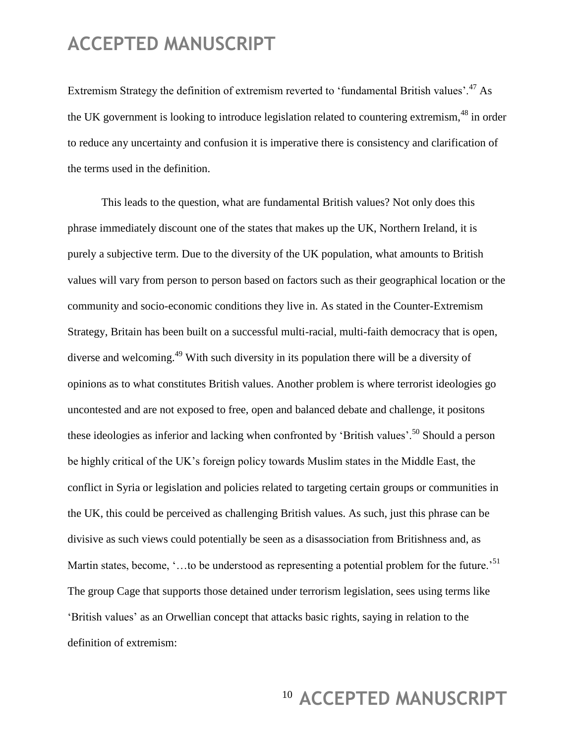Extremism Strategy the definition of extremism reverted to 'fundamental British values'.[47] As the UK government is looking to introduce legislation related to countering extremism,[48] in order to reduce any uncertainty and confusion it is imperative there is consistency and clarification of the terms used in the definition.

This leads to the question, what are fundamental British values? Not only does this phrase immediately discount one of the states that makes up the UK, Northern Ireland, it is purely a subjective term. Due to the diversity of the UK population, what amounts to British values will vary from person to person based on factors such as their geographical location or the community and socio-economic conditions they live in. As stated in the Counter-Extremism Strategy, Britain has been built on a successful multi-racial, multi-faith democracy that is open, diverse and welcoming.[49] With such diversity in its population there will be a diversity of opinions as to what constitutes British values. Another problem is where terrorist ideologies go uncontested and are not exposed to free, open and balanced debate and challenge, it positons these ideologies as inferior and lacking when confronted by 'British values'.[50] Should a person be highly critical of the UK's foreign policy towards Muslim states in the Middle East, the conflict in Syria or legislation and policies related to targeting certain groups or communities in the UK, this could be perceived as challenging British values. As such, just this phrase can be divisive as such views could potentially be seen as a disassociation from Britishness and, as Martin states, become, '…to be understood as representing a potential problem for the future.'[51] The group Cage that supports those detained under terrorism legislation, sees using terms like 'British values' as an Orwellian concept that attacks basic rights, saying in relation to the definition of extremism: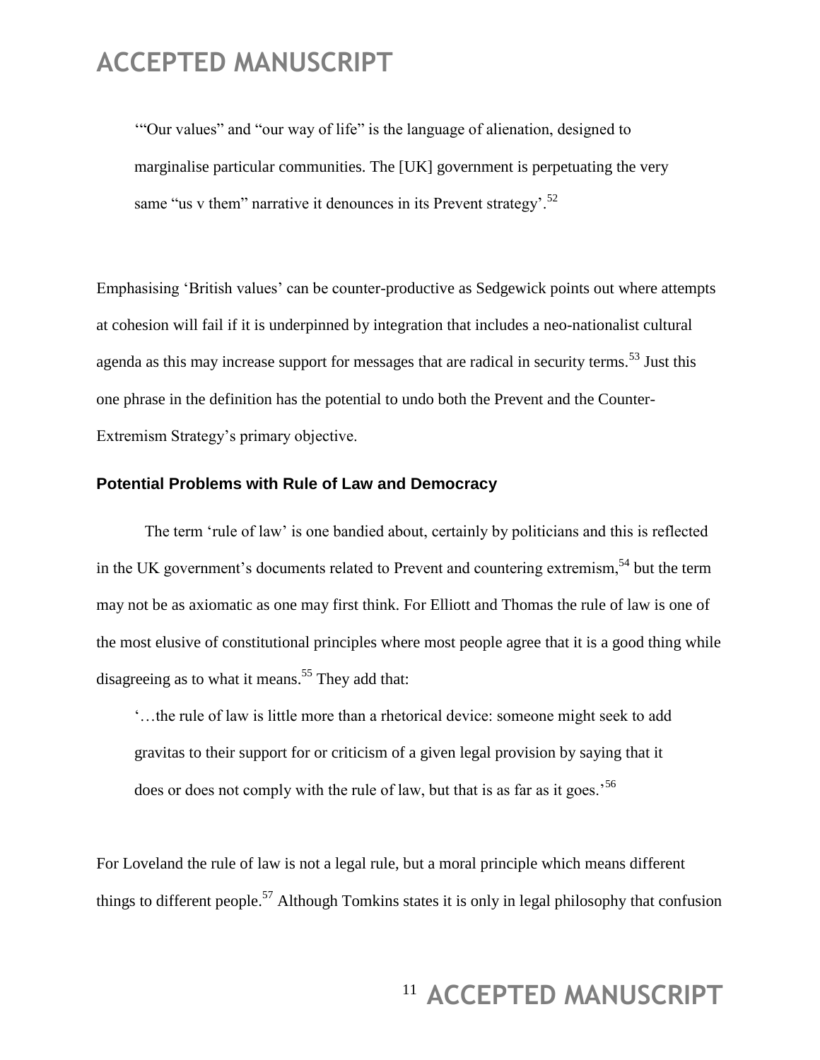> '"Our values" and "our way of life" is the language of alienation, designed to marginalise particular communities. The [UK] government is perpetuating the very same "us v them" narrative it denounces in its Prevent strategy'.[52]

Emphasising 'British values' can be counter-productive as Sedgewick points out where attempts at cohesion will fail if it is underpinned by integration that includes a neo-nationalist cultural agenda as this may increase support for messages that are radical in security terms.[53] Just this one phrase in the definition has the potential to undo both the Prevent and the Counter-Extremism Strategy's primary objective.

### Potential Problems with Rule of Law and Democracy

The term 'rule of law' is one bandied about, certainly by politicians and this is reflected in the UK government's documents related to Prevent and countering extremism,[54] but the term may not be as axiomatic as one may first think. For Elliott and Thomas the rule of law is one of the most elusive of constitutional principles where most people agree that it is a good thing while disagreeing as to what it means.[55] They add that:

> '…the rule of law is little more than a rhetorical device: someone might seek to add gravitas to their support for or criticism of a given legal provision by saying that it does or does not comply with the rule of law, but that is as far as it goes.'[56]

For Loveland the rule of law is not a legal rule, but a moral principle which means different things to different people.[57] Although Tomkins states it is only in legal philosophy that confusion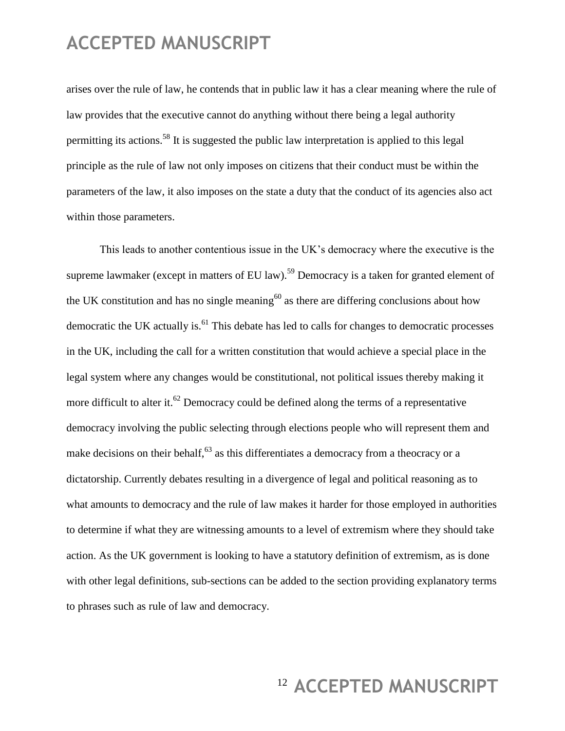arises over the rule of law, he contends that in public law it has a clear meaning where the rule of law provides that the executive cannot do anything without there being a legal authority permitting its actions.[58] It is suggested the public law interpretation is applied to this legal principle as the rule of law not only imposes on citizens that their conduct must be within the parameters of the law, it also imposes on the state a duty that the conduct of its agencies also act within those parameters.

This leads to another contentious issue in the UK's democracy where the executive is the supreme lawmaker (except in matters of EU law).[59] Democracy is a taken for granted element of the UK constitution and has no single meaning[60] as there are differing conclusions about how democratic the UK actually is.[61] This debate has led to calls for changes to democratic processes in the UK, including the call for a written constitution that would achieve a special place in the legal system where any changes would be constitutional, not political issues thereby making it more difficult to alter it.[62] Democracy could be defined along the terms of a representative democracy involving the public selecting through elections people who will represent them and make decisions on their behalf,[63] as this differentiates a democracy from a theocracy or a dictatorship. Currently debates resulting in a divergence of legal and political reasoning as to what amounts to democracy and the rule of law makes it harder for those employed in authorities to determine if what they are witnessing amounts to a level of extremism where they should take action. As the UK government is looking to have a statutory definition of extremism, as is done with other legal definitions, sub-sections can be added to the section providing explanatory terms to phrases such as rule of law and democracy.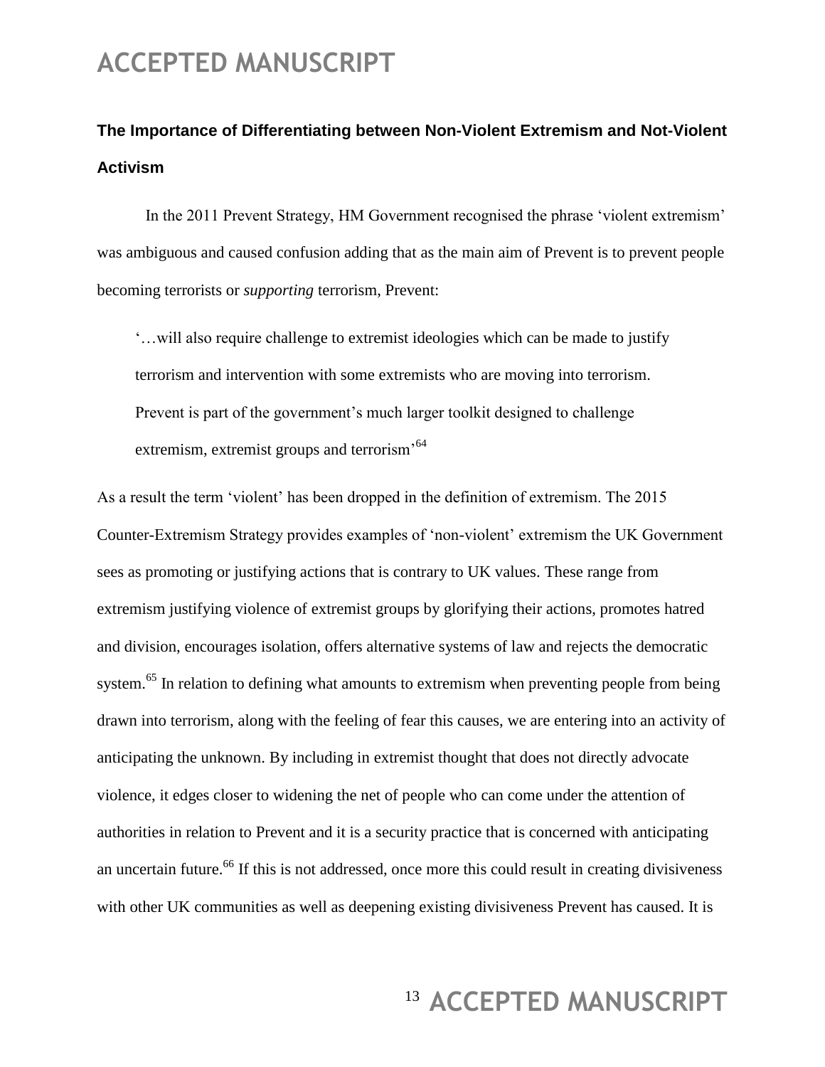## The Importance of Differentiating between Non-Violent Extremism and Not-Violent Activism

In the 2011 Prevent Strategy, HM Government recognised the phrase 'violent extremism' was ambiguous and caused confusion adding that as the main aim of Prevent is to prevent people becoming terrorists or *supporting* terrorism, Prevent:

> '…will also require challenge to extremist ideologies which can be made to justify terrorism and intervention with some extremists who are moving into terrorism. Prevent is part of the government's much larger toolkit designed to challenge extremism, extremist groups and terrorism'[64]

As a result the term 'violent' has been dropped in the definition of extremism. The 2015 Counter-Extremism Strategy provides examples of 'non-violent' extremism the UK Government sees as promoting or justifying actions that is contrary to UK values. These range from extremism justifying violence of extremist groups by glorifying their actions, promotes hatred and division, encourages isolation, offers alternative systems of law and rejects the democratic system.[65] In relation to defining what amounts to extremism when preventing people from being drawn into terrorism, along with the feeling of fear this causes, we are entering into an activity of anticipating the unknown. By including in extremist thought that does not directly advocate violence, it edges closer to widening the net of people who can come under the attention of authorities in relation to Prevent and it is a security practice that is concerned with anticipating an uncertain future.[66] If this is not addressed, once more this could result in creating divisiveness with other UK communities as well as deepening existing divisiveness Prevent has caused. It is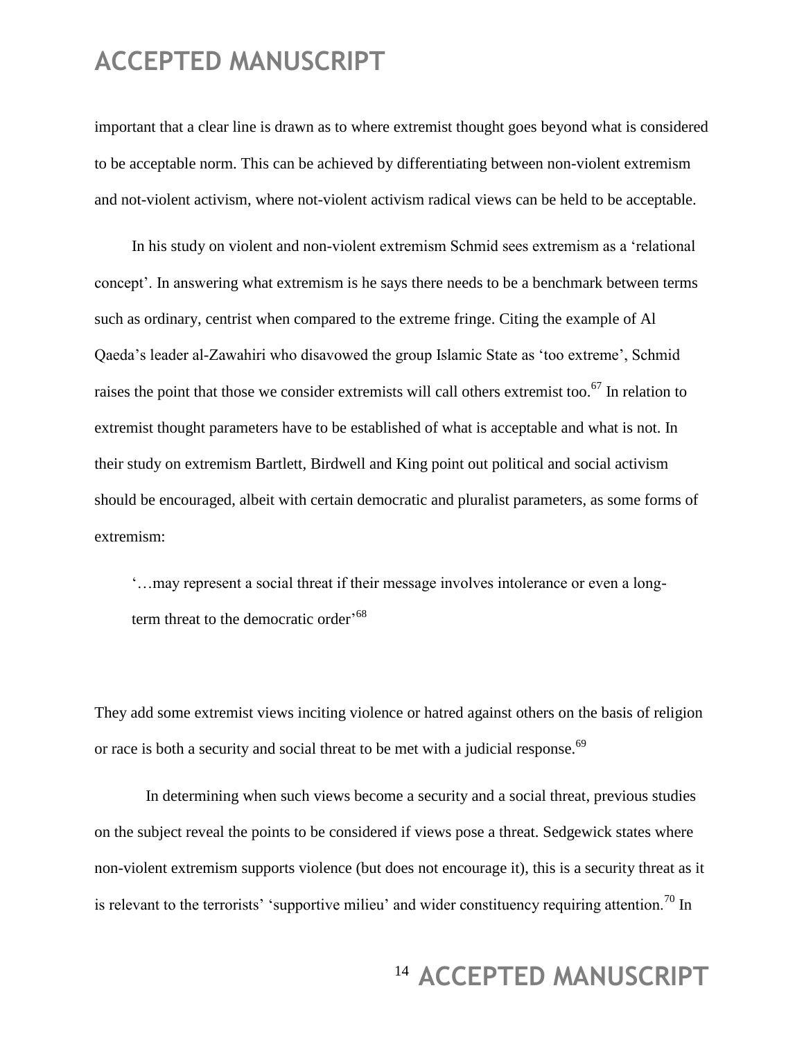important that a clear line is drawn as to where extremist thought goes beyond what is considered to be acceptable norm. This can be achieved by differentiating between non-violent extremism and not-violent activism, where not-violent activism radical views can be held to be acceptable.

In his study on violent and non-violent extremism Schmid sees extremism as a 'relational concept'. In answering what extremism is he says there needs to be a benchmark between terms such as ordinary, centrist when compared to the extreme fringe. Citing the example of Al Qaeda's leader al-Zawahiri who disavowed the group Islamic State as 'too extreme', Schmid raises the point that those we consider extremists will call others extremist too.[67] In relation to extremist thought parameters have to be established of what is acceptable and what is not. In their study on extremism Bartlett, Birdwell and King point out political and social activism should be encouraged, albeit with certain democratic and pluralist parameters, as some forms of extremism:

> '…may represent a social threat if their message involves intolerance or even a long-term threat to the democratic order'[68]

They add some extremist views inciting violence or hatred against others on the basis of religion or race is both a security and social threat to be met with a judicial response.[69]

In determining when such views become a security and a social threat, previous studies on the subject reveal the points to be considered if views pose a threat. Sedgewick states where non-violent extremism supports violence (but does not encourage it), this is a security threat as it is relevant to the terrorists' 'supportive milieu' and wider constituency requiring attention.[70] In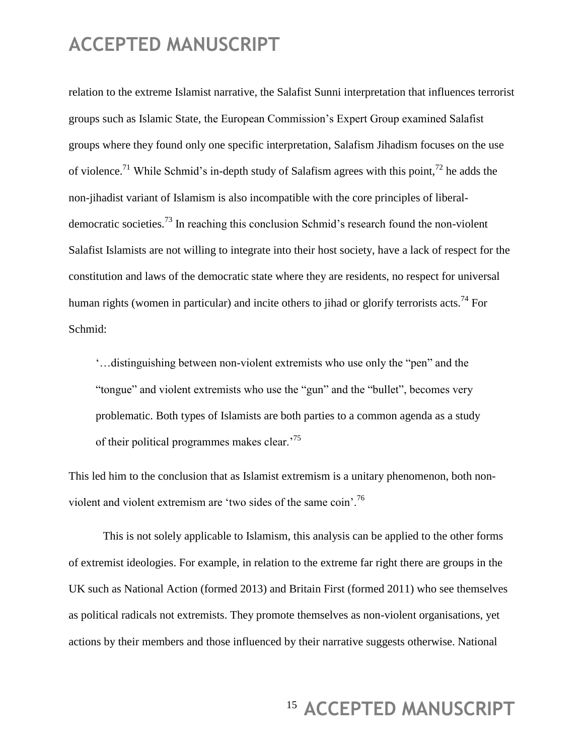relation to the extreme Islamist narrative, the Salafist Sunni interpretation that influences terrorist groups such as Islamic State, the European Commission's Expert Group examined Salafist groups where they found only one specific interpretation, Salafism Jihadism focuses on the use of violence.[71] While Schmid's in-depth study of Salafism agrees with this point,[72] he adds the non-jihadist variant of Islamism is also incompatible with the core principles of liberal-democratic societies.[73] In reaching this conclusion Schmid's research found the non-violent Salafist Islamists are not willing to integrate into their host society, have a lack of respect for the constitution and laws of the democratic state where they are residents, no respect for universal human rights (women in particular) and incite others to jihad or glorify terrorists acts.[74] For Schmid:

> '…distinguishing between non-violent extremists who use only the "pen" and the "tongue" and violent extremists who use the "gun" and the "bullet", becomes very problematic. Both types of Islamists are both parties to a common agenda as a study of their political programmes makes clear.'[75]

This led him to the conclusion that as Islamist extremism is a unitary phenomenon, both non-violent and violent extremism are 'two sides of the same coin'.[76]

This is not solely applicable to Islamism, this analysis can be applied to the other forms of extremist ideologies. For example, in relation to the extreme far right there are groups in the UK such as National Action (formed 2013) and Britain First (formed 2011) who see themselves as political radicals not extremists. They promote themselves as non-violent organisations, yet actions by their members and those influenced by their narrative suggests otherwise. National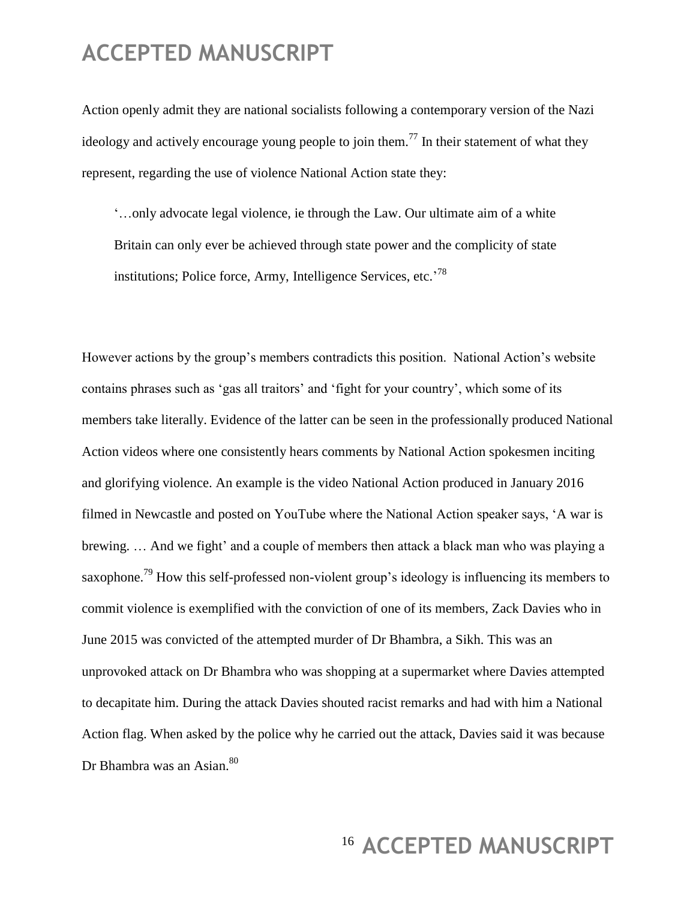Action openly admit they are national socialists following a contemporary version of the Nazi ideology and actively encourage young people to join them.[77] In their statement of what they represent, regarding the use of violence National Action state they:

> '…only advocate legal violence, ie through the Law. Our ultimate aim of a white Britain can only ever be achieved through state power and the complicity of state institutions; Police force, Army, Intelligence Services, etc.'[78]

However actions by the group's members contradicts this position. National Action's website contains phrases such as 'gas all traitors' and 'fight for your country', which some of its members take literally. Evidence of the latter can be seen in the professionally produced National Action videos where one consistently hears comments by National Action spokesmen inciting and glorifying violence. An example is the video National Action produced in January 2016 filmed in Newcastle and posted on YouTube where the National Action speaker says, 'A war is brewing. … And we fight' and a couple of members then attack a black man who was playing a saxophone.[79] How this self-professed non-violent group's ideology is influencing its members to commit violence is exemplified with the conviction of one of its members, Zack Davies who in June 2015 was convicted of the attempted murder of Dr Bhambra, a Sikh. This was an unprovoked attack on Dr Bhambra who was shopping at a supermarket where Davies attempted to decapitate him. During the attack Davies shouted racist remarks and had with him a National Action flag. When asked by the police why he carried out the attack, Davies said it was because Dr Bhambra was an Asian.[80]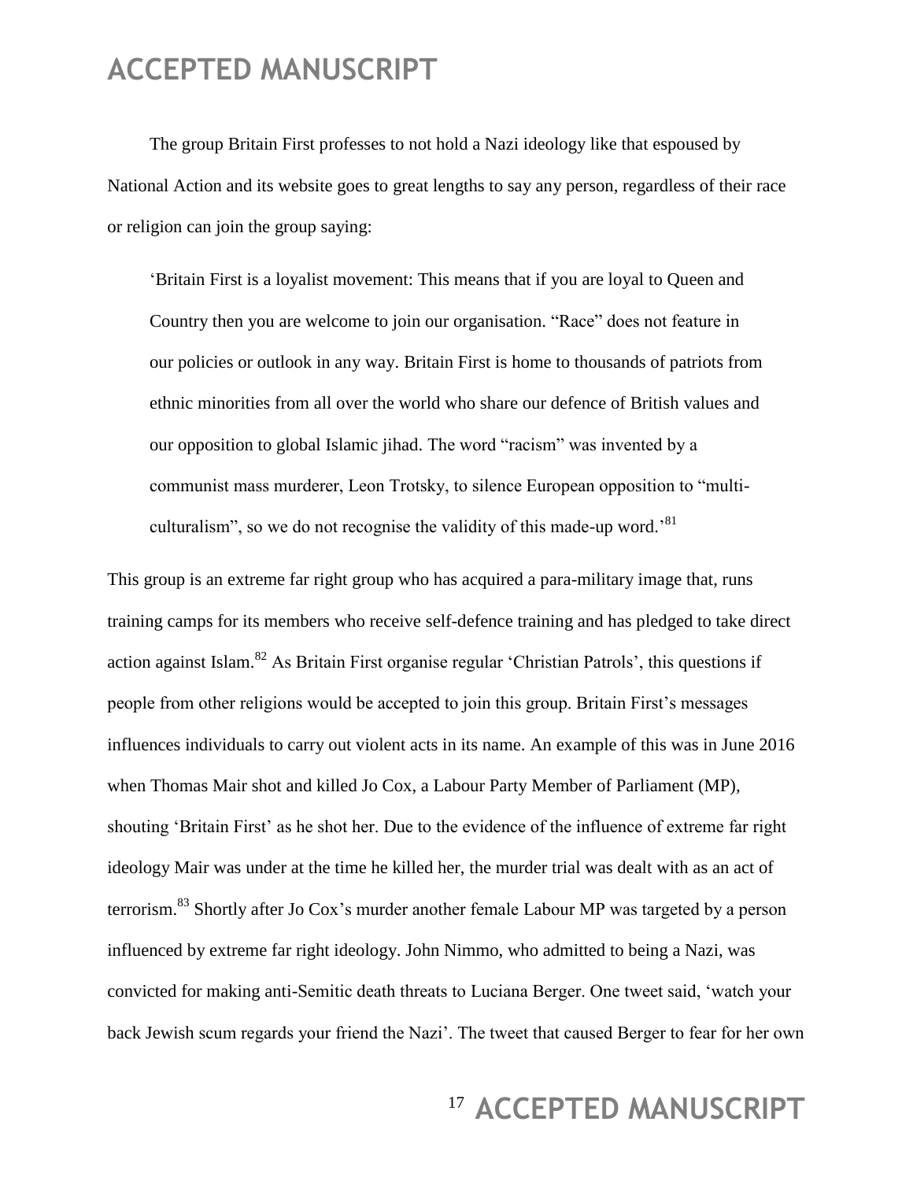The group Britain First professes to not hold a Nazi ideology like that espoused by National Action and its website goes to great lengths to say any person, regardless of their race or religion can join the group saying:

> 'Britain First is a loyalist movement: This means that if you are loyal to Queen and Country then you are welcome to join our organisation. "Race" does not feature in our policies or outlook in any way. Britain First is home to thousands of patriots from ethnic minorities from all over the world who share our defence of British values and our opposition to global Islamic jihad. The word "racism" was invented by a communist mass murderer, Leon Trotsky, to silence European opposition to "multi-culturalism", so we do not recognise the validity of this made-up word.'[81]

This group is an extreme far right group who has acquired a para-military image that, runs training camps for its members who receive self-defence training and has pledged to take direct action against Islam.[82] As Britain First organise regular 'Christian Patrols', this questions if people from other religions would be accepted to join this group. Britain First's messages influences individuals to carry out violent acts in its name. An example of this was in June 2016 when Thomas Mair shot and killed Jo Cox, a Labour Party Member of Parliament (MP), shouting 'Britain First' as he shot her. Due to the evidence of the influence of extreme far right ideology Mair was under at the time he killed her, the murder trial was dealt with as an act of terrorism.[83] Shortly after Jo Cox's murder another female Labour MP was targeted by a person influenced by extreme far right ideology. John Nimmo, who admitted to being a Nazi, was convicted for making anti-Semitic death threats to Luciana Berger. One tweet said, 'watch your back Jewish scum regards your friend the Nazi'. The tweet that caused Berger to fear for her own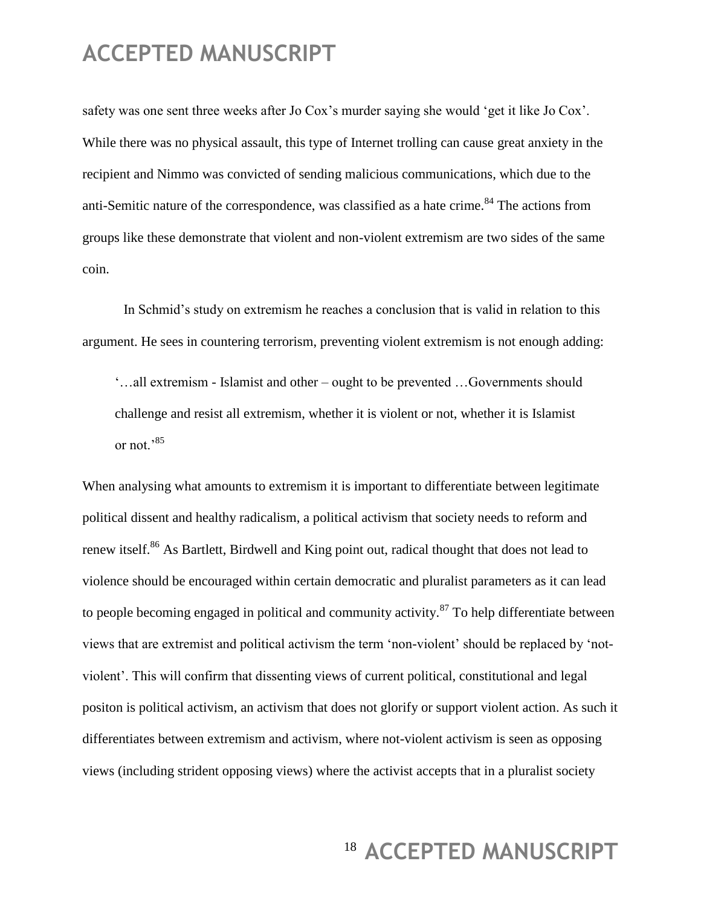safety was one sent three weeks after Jo Cox's murder saying she would 'get it like Jo Cox'. While there was no physical assault, this type of Internet trolling can cause great anxiety in the recipient and Nimmo was convicted of sending malicious communications, which due to the anti-Semitic nature of the correspondence, was classified as a hate crime.[84] The actions from groups like these demonstrate that violent and non-violent extremism are two sides of the same coin.

In Schmid's study on extremism he reaches a conclusion that is valid in relation to this argument. He sees in countering terrorism, preventing violent extremism is not enough adding:

> '…all extremism - Islamist and other – ought to be prevented …Governments should challenge and resist all extremism, whether it is violent or not, whether it is Islamist or not.'[85]

When analysing what amounts to extremism it is important to differentiate between legitimate political dissent and healthy radicalism, a political activism that society needs to reform and renew itself.[86] As Bartlett, Birdwell and King point out, radical thought that does not lead to violence should be encouraged within certain democratic and pluralist parameters as it can lead to people becoming engaged in political and community activity.[87] To help differentiate between views that are extremist and political activism the term 'non-violent' should be replaced by 'not-violent'. This will confirm that dissenting views of current political, constitutional and legal positon is political activism, an activism that does not glorify or support violent action. As such it differentiates between extremism and activism, where not-violent activism is seen as opposing views (including strident opposing views) where the activist accepts that in a pluralist society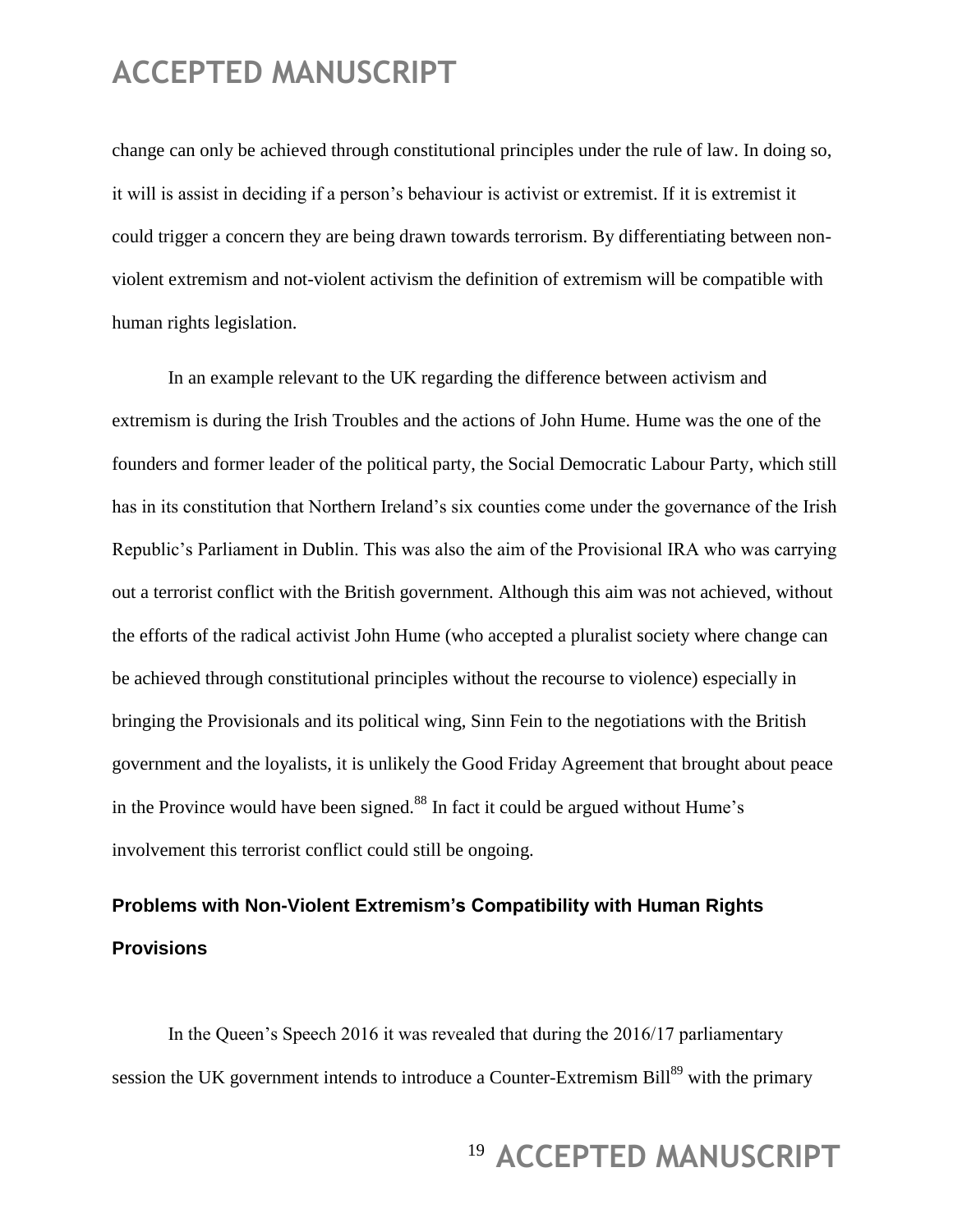change can only be achieved through constitutional principles under the rule of law. In doing so, it will is assist in deciding if a person's behaviour is activist or extremist. If it is extremist it could trigger a concern they are being drawn towards terrorism. By differentiating between non-violent extremism and not-violent activism the definition of extremism will be compatible with human rights legislation.

In an example relevant to the UK regarding the difference between activism and extremism is during the Irish Troubles and the actions of John Hume. Hume was the one of the founders and former leader of the political party, the Social Democratic Labour Party, which still has in its constitution that Northern Ireland's six counties come under the governance of the Irish Republic's Parliament in Dublin. This was also the aim of the Provisional IRA who was carrying out a terrorist conflict with the British government. Although this aim was not achieved, without the efforts of the radical activist John Hume (who accepted a pluralist society where change can be achieved through constitutional principles without the recourse to violence) especially in bringing the Provisionals and its political wing, Sinn Fein to the negotiations with the British government and the loyalists, it is unlikely the Good Friday Agreement that brought about peace in the Province would have been signed.[88] In fact it could be argued without Hume's involvement this terrorist conflict could still be ongoing.

## Problems with Non-Violent Extremism's Compatibility with Human Rights Provisions

In the Queen's Speech 2016 it was revealed that during the 2016/17 parliamentary session the UK government intends to introduce a Counter-Extremism Bill[89] with the primary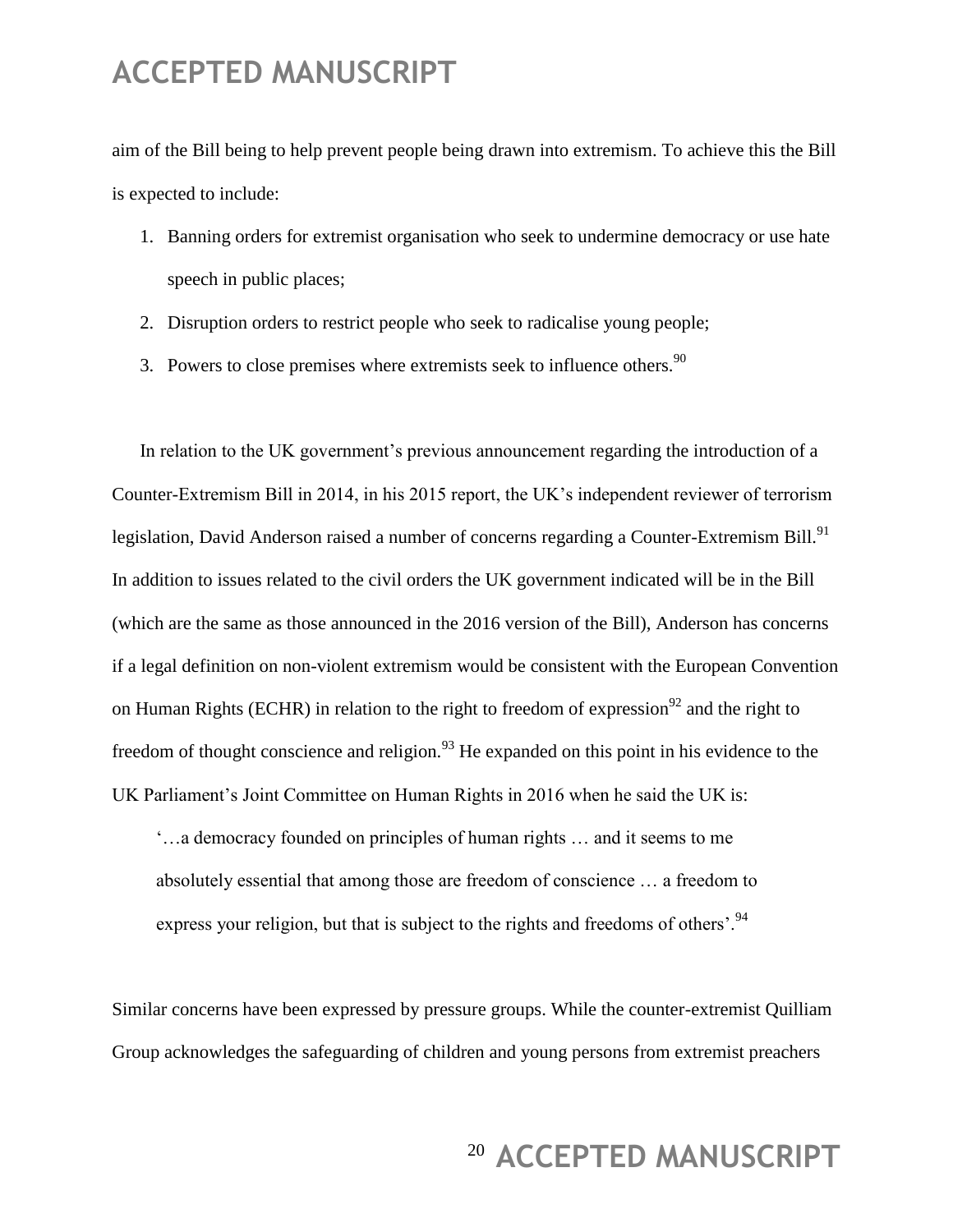aim of the Bill being to help prevent people being drawn into extremism. To achieve this the Bill is expected to include:

1. Banning orders for extremist organisation who seek to undermine democracy or use hate speech in public places;
2. Disruption orders to restrict people who seek to radicalise young people;
3. Powers to close premises where extremists seek to influence others.[90]

In relation to the UK government's previous announcement regarding the introduction of a Counter-Extremism Bill in 2014, in his 2015 report, the UK's independent reviewer of terrorism legislation, David Anderson raised a number of concerns regarding a Counter-Extremism Bill.[91] In addition to issues related to the civil orders the UK government indicated will be in the Bill (which are the same as those announced in the 2016 version of the Bill), Anderson has concerns if a legal definition on non-violent extremism would be consistent with the European Convention on Human Rights (ECHR) in relation to the right to freedom of expression[92] and the right to freedom of thought conscience and religion.[93] He expanded on this point in his evidence to the UK Parliament's Joint Committee on Human Rights in 2016 when he said the UK is:

> '…a democracy founded on principles of human rights … and it seems to me absolutely essential that among those are freedom of conscience … a freedom to express your religion, but that is subject to the rights and freedoms of others'.[94]

Similar concerns have been expressed by pressure groups. While the counter-extremist Quilliam Group acknowledges the safeguarding of children and young persons from extremist preachers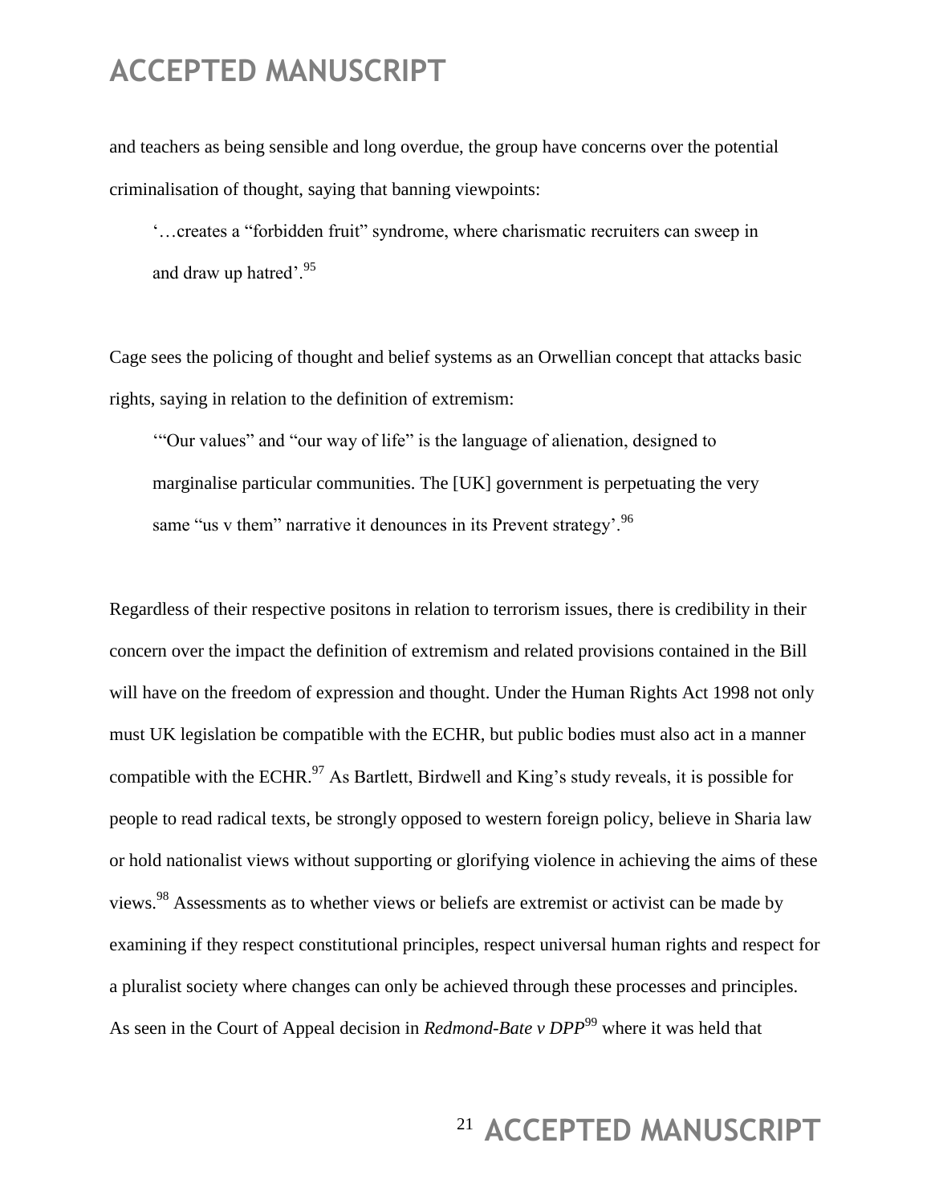and teachers as being sensible and long overdue, the group have concerns over the potential criminalisation of thought, saying that banning viewpoints:

> '…creates a "forbidden fruit" syndrome, where charismatic recruiters can sweep in and draw up hatred'.[95]

Cage sees the policing of thought and belief systems as an Orwellian concept that attacks basic rights, saying in relation to the definition of extremism:

> '"Our values" and "our way of life" is the language of alienation, designed to marginalise particular communities. The [UK] government is perpetuating the very same "us v them" narrative it denounces in its Prevent strategy'.[96]

Regardless of their respective positons in relation to terrorism issues, there is credibility in their concern over the impact the definition of extremism and related provisions contained in the Bill will have on the freedom of expression and thought. Under the Human Rights Act 1998 not only must UK legislation be compatible with the ECHR, but public bodies must also act in a manner compatible with the ECHR.[97] As Bartlett, Birdwell and King's study reveals, it is possible for people to read radical texts, be strongly opposed to western foreign policy, believe in Sharia law or hold nationalist views without supporting or glorifying violence in achieving the aims of these views.[98] Assessments as to whether views or beliefs are extremist or activist can be made by examining if they respect constitutional principles, respect universal human rights and respect for a pluralist society where changes can only be achieved through these processes and principles. As seen in the Court of Appeal decision in *Redmond-Bate v DPP*[99] where it was held that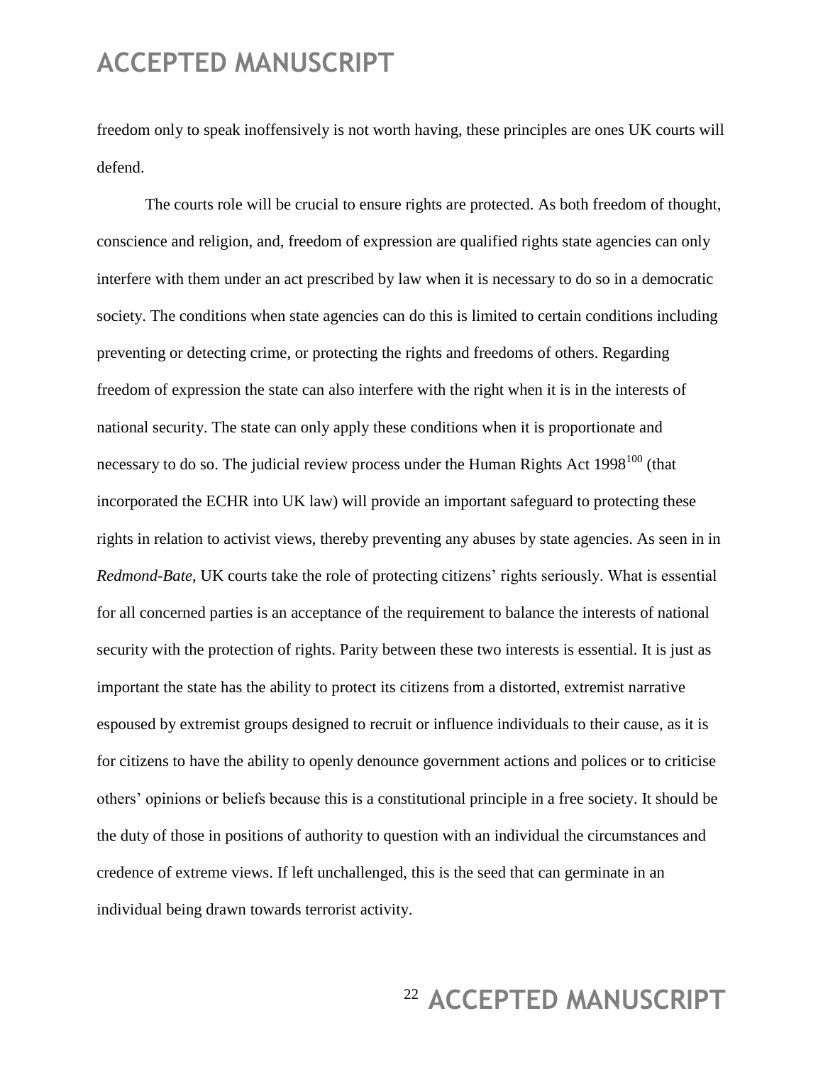freedom only to speak inoffensively is not worth having, these principles are ones UK courts will defend.

The courts role will be crucial to ensure rights are protected. As both freedom of thought, conscience and religion, and, freedom of expression are qualified rights state agencies can only interfere with them under an act prescribed by law when it is necessary to do so in a democratic society. The conditions when state agencies can do this is limited to certain conditions including preventing or detecting crime, or protecting the rights and freedoms of others. Regarding freedom of expression the state can also interfere with the right when it is in the interests of national security. The state can only apply these conditions when it is proportionate and necessary to do so. The judicial review process under the Human Rights Act 1998[100] (that incorporated the ECHR into UK law) will provide an important safeguard to protecting these rights in relation to activist views, thereby preventing any abuses by state agencies. As seen in in *Redmond-Bate*, UK courts take the role of protecting citizens' rights seriously. What is essential for all concerned parties is an acceptance of the requirement to balance the interests of national security with the protection of rights. Parity between these two interests is essential. It is just as important the state has the ability to protect its citizens from a distorted, extremist narrative espoused by extremist groups designed to recruit or influence individuals to their cause, as it is for citizens to have the ability to openly denounce government actions and polices or to criticise others' opinions or beliefs because this is a constitutional principle in a free society. It should be the duty of those in positions of authority to question with an individual the circumstances and credence of extreme views. If left unchallenged, this is the seed that can germinate in an individual being drawn towards terrorist activity.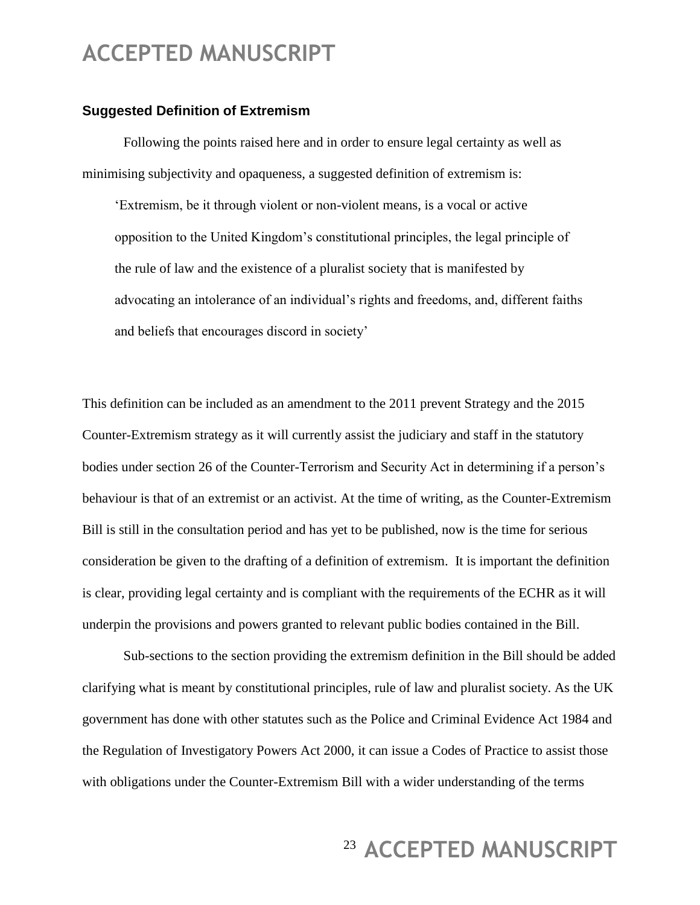### Suggested Definition of Extremism

Following the points raised here and in order to ensure legal certainty as well as minimising subjectivity and opaqueness, a suggested definition of extremism is:

> 'Extremism, be it through violent or non-violent means, is a vocal or active opposition to the United Kingdom's constitutional principles, the legal principle of the rule of law and the existence of a pluralist society that is manifested by advocating an intolerance of an individual's rights and freedoms, and, different faiths and beliefs that encourages discord in society'

This definition can be included as an amendment to the 2011 prevent Strategy and the 2015 Counter-Extremism strategy as it will currently assist the judiciary and staff in the statutory bodies under section 26 of the Counter-Terrorism and Security Act in determining if a person's behaviour is that of an extremist or an activist. At the time of writing, as the Counter-Extremism Bill is still in the consultation period and has yet to be published, now is the time for serious consideration be given to the drafting of a definition of extremism. It is important the definition is clear, providing legal certainty and is compliant with the requirements of the ECHR as it will underpin the provisions and powers granted to relevant public bodies contained in the Bill.

Sub-sections to the section providing the extremism definition in the Bill should be added clarifying what is meant by constitutional principles, rule of law and pluralist society. As the UK government has done with other statutes such as the Police and Criminal Evidence Act 1984 and the Regulation of Investigatory Powers Act 2000, it can issue a Codes of Practice to assist those with obligations under the Counter-Extremism Bill with a wider understanding of the terms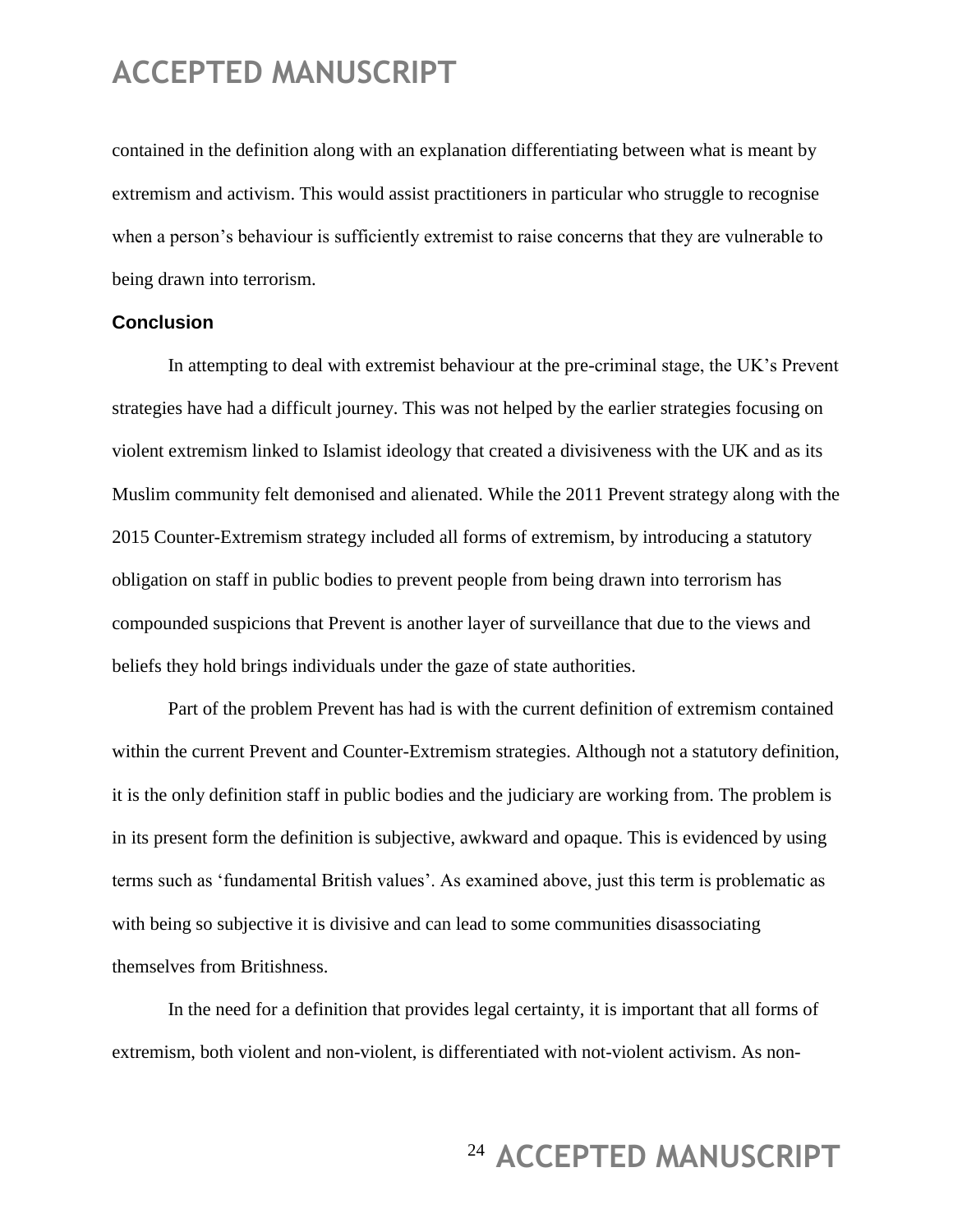contained in the definition along with an explanation differentiating between what is meant by extremism and activism. This would assist practitioners in particular who struggle to recognise when a person's behaviour is sufficiently extremist to raise concerns that they are vulnerable to being drawn into terrorism.

## Conclusion

In attempting to deal with extremist behaviour at the pre-criminal stage, the UK's Prevent strategies have had a difficult journey. This was not helped by the earlier strategies focusing on violent extremism linked to Islamist ideology that created a divisiveness with the UK and as its Muslim community felt demonised and alienated. While the 2011 Prevent strategy along with the 2015 Counter-Extremism strategy included all forms of extremism, by introducing a statutory obligation on staff in public bodies to prevent people from being drawn into terrorism has compounded suspicions that Prevent is another layer of surveillance that due to the views and beliefs they hold brings individuals under the gaze of state authorities.

Part of the problem Prevent has had is with the current definition of extremism contained within the current Prevent and Counter-Extremism strategies. Although not a statutory definition, it is the only definition staff in public bodies and the judiciary are working from. The problem is in its present form the definition is subjective, awkward and opaque. This is evidenced by using terms such as 'fundamental British values'. As examined above, just this term is problematic as with being so subjective it is divisive and can lead to some communities disassociating themselves from Britishness.

In the need for a definition that provides legal certainty, it is important that all forms of extremism, both violent and non-violent, is differentiated with not-violent activism. As non-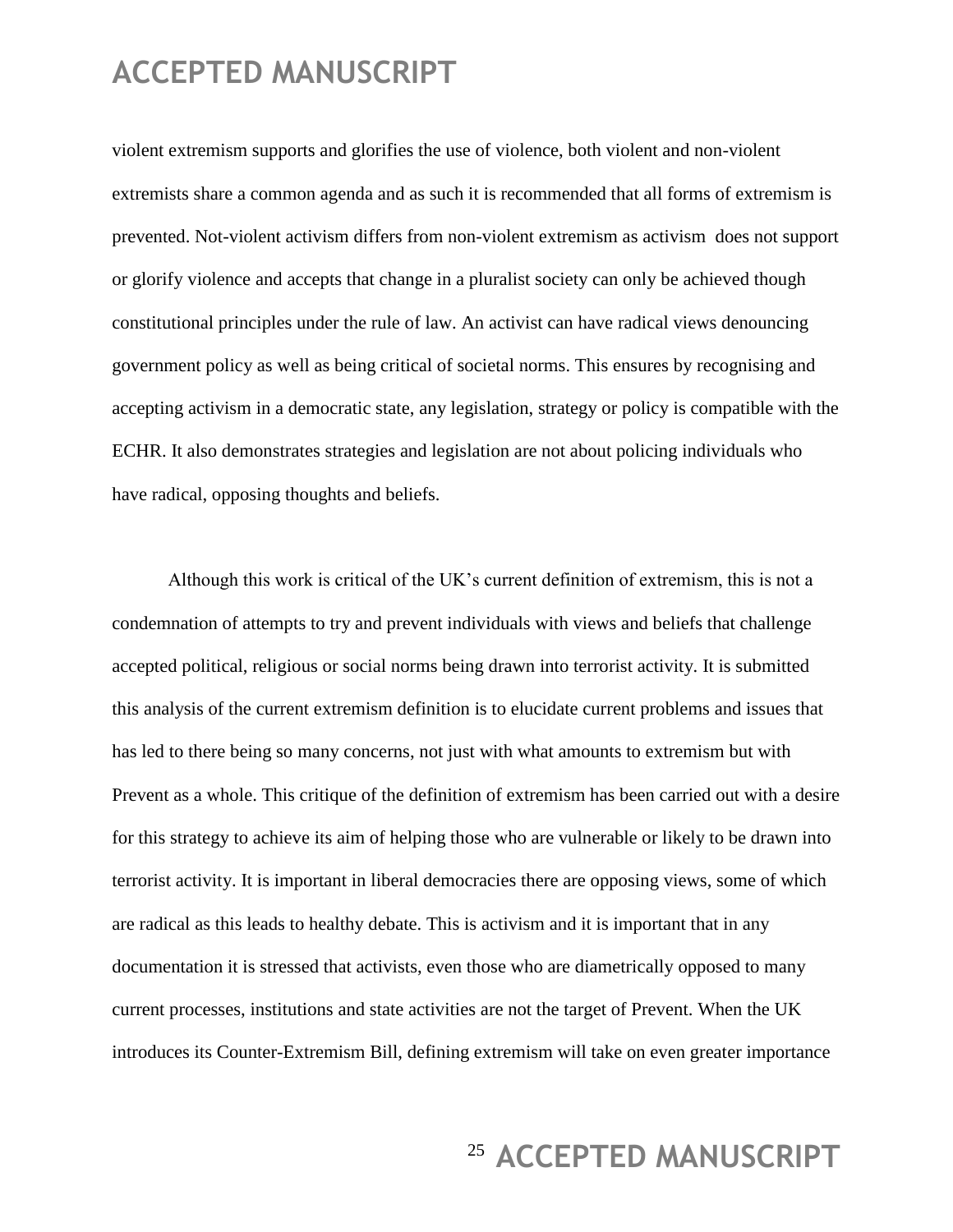violent extremism supports and glorifies the use of violence, both violent and non-violent extremists share a common agenda and as such it is recommended that all forms of extremism is prevented. Not-violent activism differs from non-violent extremism as activism  does not support or glorify violence and accepts that change in a pluralist society can only be achieved though constitutional principles under the rule of law. An activist can have radical views denouncing government policy as well as being critical of societal norms. This ensures by recognising and accepting activism in a democratic state, any legislation, strategy or policy is compatible with the ECHR. It also demonstrates strategies and legislation are not about policing individuals who have radical, opposing thoughts and beliefs.

Although this work is critical of the UK's current definition of extremism, this is not a condemnation of attempts to try and prevent individuals with views and beliefs that challenge accepted political, religious or social norms being drawn into terrorist activity. It is submitted this analysis of the current extremism definition is to elucidate current problems and issues that has led to there being so many concerns, not just with what amounts to extremism but with Prevent as a whole. This critique of the definition of extremism has been carried out with a desire for this strategy to achieve its aim of helping those who are vulnerable or likely to be drawn into terrorist activity. It is important in liberal democracies there are opposing views, some of which are radical as this leads to healthy debate. This is activism and it is important that in any documentation it is stressed that activists, even those who are diametrically opposed to many current processes, institutions and state activities are not the target of Prevent. When the UK introduces its Counter-Extremism Bill, defining extremism will take on even greater importance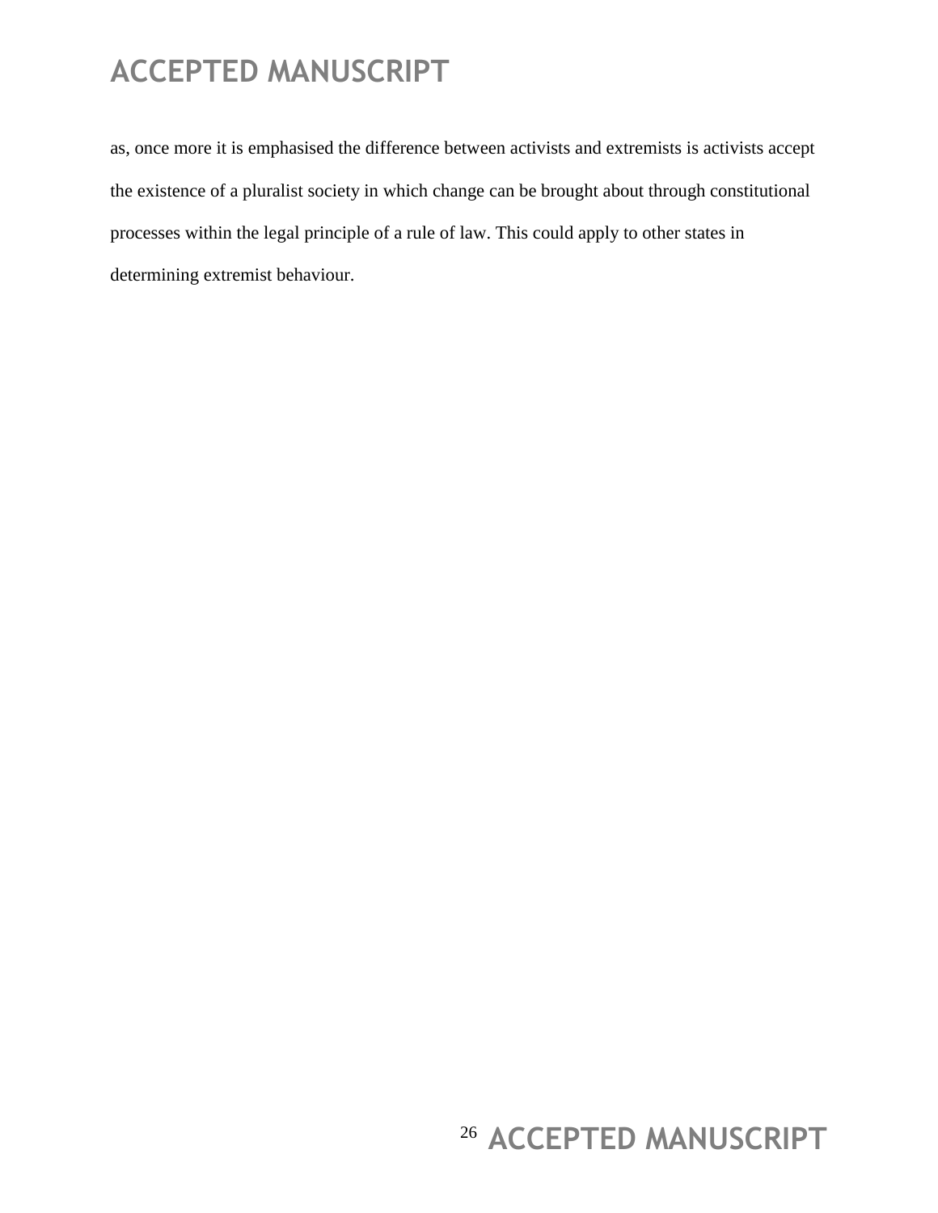as, once more it is emphasised the difference between activists and extremists is activists accept the existence of a pluralist society in which change can be brought about through constitutional processes within the legal principle of a rule of law. This could apply to other states in determining extremist behaviour.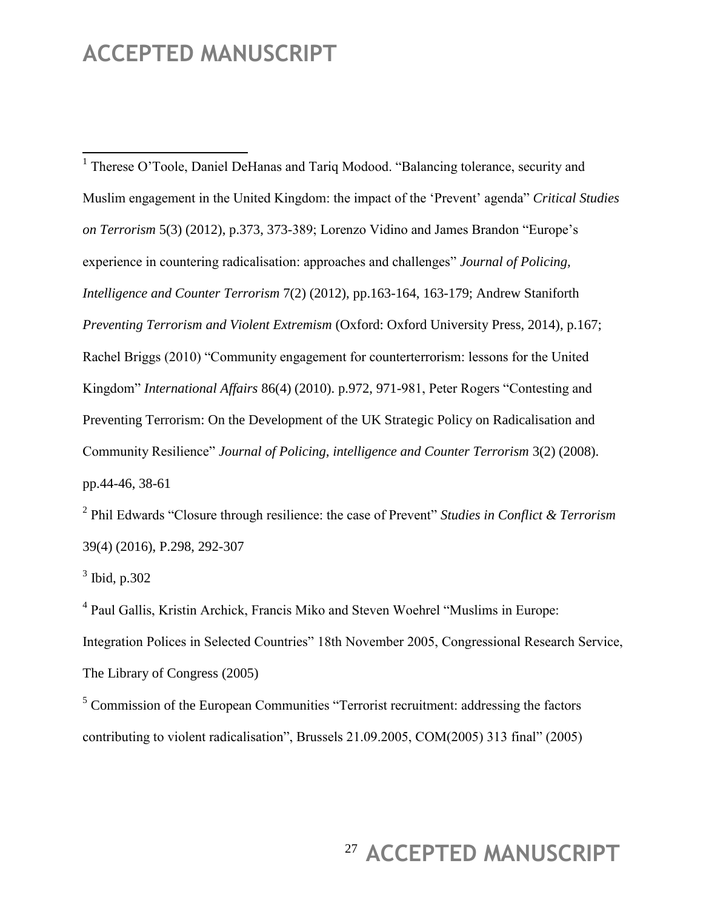[1] Therese O'Toole, Daniel DeHanas and Tariq Modood. "Balancing tolerance, security and Muslim engagement in the United Kingdom: the impact of the 'Prevent' agenda" *Critical Studies on Terrorism* 5(3) (2012), p.373, 373-389; Lorenzo Vidino and James Brandon "Europe's experience in countering radicalisation: approaches and challenges" *Journal of Policing, Intelligence and Counter Terrorism* 7(2) (2012), pp.163-164, 163-179; Andrew Staniforth *Preventing Terrorism and Violent Extremism* (Oxford: Oxford University Press, 2014), p.167; Rachel Briggs (2010) "Community engagement for counterterrorism: lessons for the United Kingdom" *International Affairs* 86(4) (2010). p.972, 971-981, Peter Rogers "Contesting and Preventing Terrorism: On the Development of the UK Strategic Policy on Radicalisation and Community Resilience" *Journal of Policing, intelligence and Counter Terrorism* 3(2) (2008). pp.44-46, 38-61

[2] Phil Edwards "Closure through resilience: the case of Prevent" *Studies in Conflict & Terrorism* 39(4) (2016), P.298, 292-307

[3] Ibid, p.302

[4] Paul Gallis, Kristin Archick, Francis Miko and Steven Woehrel "Muslims in Europe: Integration Polices in Selected Countries" 18th November 2005, Congressional Research Service, The Library of Congress (2005)

[5] Commission of the European Communities "Terrorist recruitment: addressing the factors contributing to violent radicalisation", Brussels 21.09.2005, COM(2005) 313 final" (2005)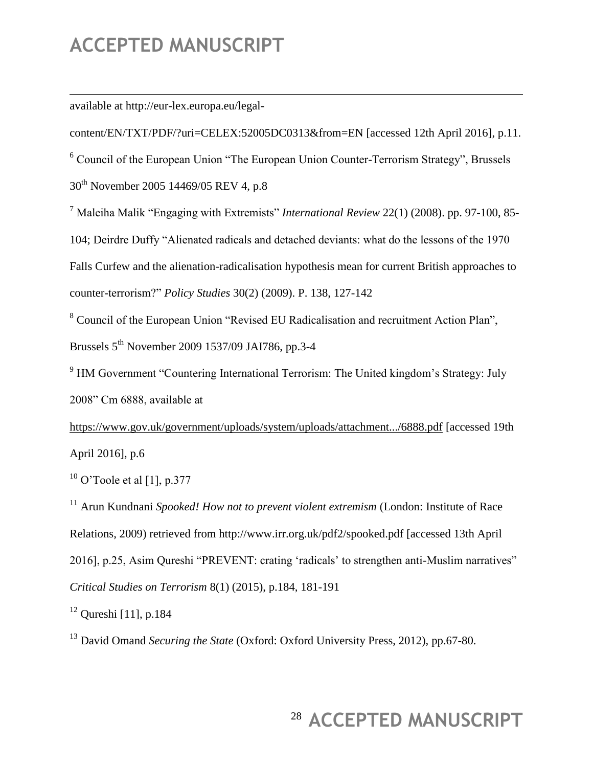available at http://eur-lex.europa.eu/legal-content/EN/TXT/PDF/?uri=CELEX:52005DC0313&from=EN [accessed 12th April 2016], p.11.

[6] Council of the European Union "The European Union Counter-Terrorism Strategy", Brussels 30th November 2005 14469/05 REV 4, p.8

[7] Maleiha Malik "Engaging with Extremists" *International Review* 22(1) (2008). pp. 97-100, 85-104; Deirdre Duffy "Alienated radicals and detached deviants: what do the lessons of the 1970 Falls Curfew and the alienation-radicalisation hypothesis mean for current British approaches to counter-terrorism?" *Policy Studies* 30(2) (2009). P. 138, 127-142

[8] Council of the European Union "Revised EU Radicalisation and recruitment Action Plan", Brussels 5th November 2009 1537/09 JAI786, pp.3-4

[9] HM Government "Countering International Terrorism: The United kingdom's Strategy: July 2008" Cm 6888, available at https://www.gov.uk/government/uploads/system/uploads/attachment.../6888.pdf [accessed 19th April 2016], p.6

[10] O'Toole et al [1], p.377

[11] Arun Kundnani *Spooked! How not to prevent violent extremism* (London: Institute of Race Relations, 2009) retrieved from http://www.irr.org.uk/pdf2/spooked.pdf [accessed 13th April 2016], p.25, Asim Qureshi "PREVENT: crating 'radicals' to strengthen anti-Muslim narratives" *Critical Studies on Terrorism* 8(1) (2015), p.184, 181-191

[12] Qureshi [11], p.184

[13] David Omand *Securing the State* (Oxford: Oxford University Press, 2012), pp.67-80.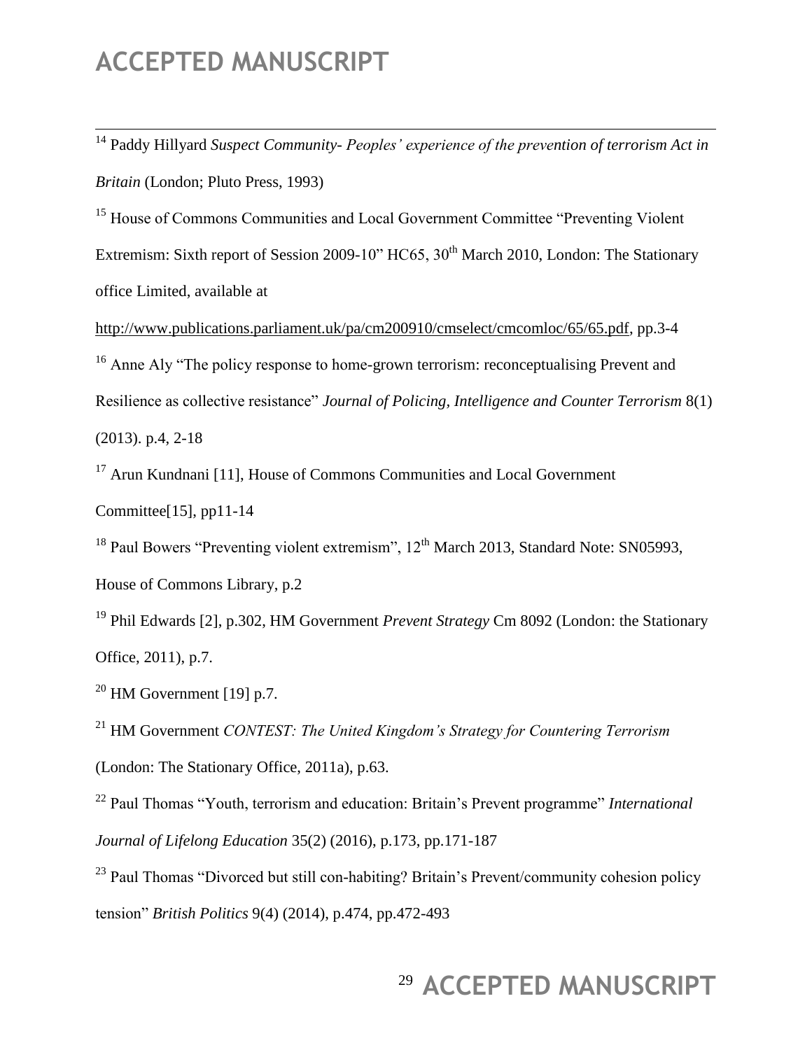[14] Paddy Hillyard *Suspect Community- Peoples' experience of the prevention of terrorism Act in Britain* (London; Pluto Press, 1993)

[15] House of Commons Communities and Local Government Committee "Preventing Violent Extremism: Sixth report of Session 2009-10" HC65, 30th March 2010, London: The Stationary office Limited, available at http://www.publications.parliament.uk/pa/cm200910/cmselect/cmcomloc/65/65.pdf, pp.3-4

[16] Anne Aly "The policy response to home-grown terrorism: reconceptualising Prevent and Resilience as collective resistance" *Journal of Policing, Intelligence and Counter Terrorism* 8(1) (2013). p.4, 2-18

[17] Arun Kundnani [11], House of Commons Communities and Local Government Committee[15], pp11-14

[18] Paul Bowers "Preventing violent extremism", 12th March 2013, Standard Note: SN05993, House of Commons Library, p.2

[19] Phil Edwards [2], p.302, HM Government *Prevent Strategy* Cm 8092 (London: the Stationary Office, 2011), p.7.

[20] HM Government [19] p.7.

[21] HM Government *CONTEST: The United Kingdom's Strategy for Countering Terrorism* (London: The Stationary Office, 2011a), p.63.

[22] Paul Thomas "Youth, terrorism and education: Britain's Prevent programme" *International Journal of Lifelong Education* 35(2) (2016), p.173, pp.171-187

[23] Paul Thomas "Divorced but still con-habiting? Britain's Prevent/community cohesion policy tension" *British Politics* 9(4) (2014), p.474, pp.472-493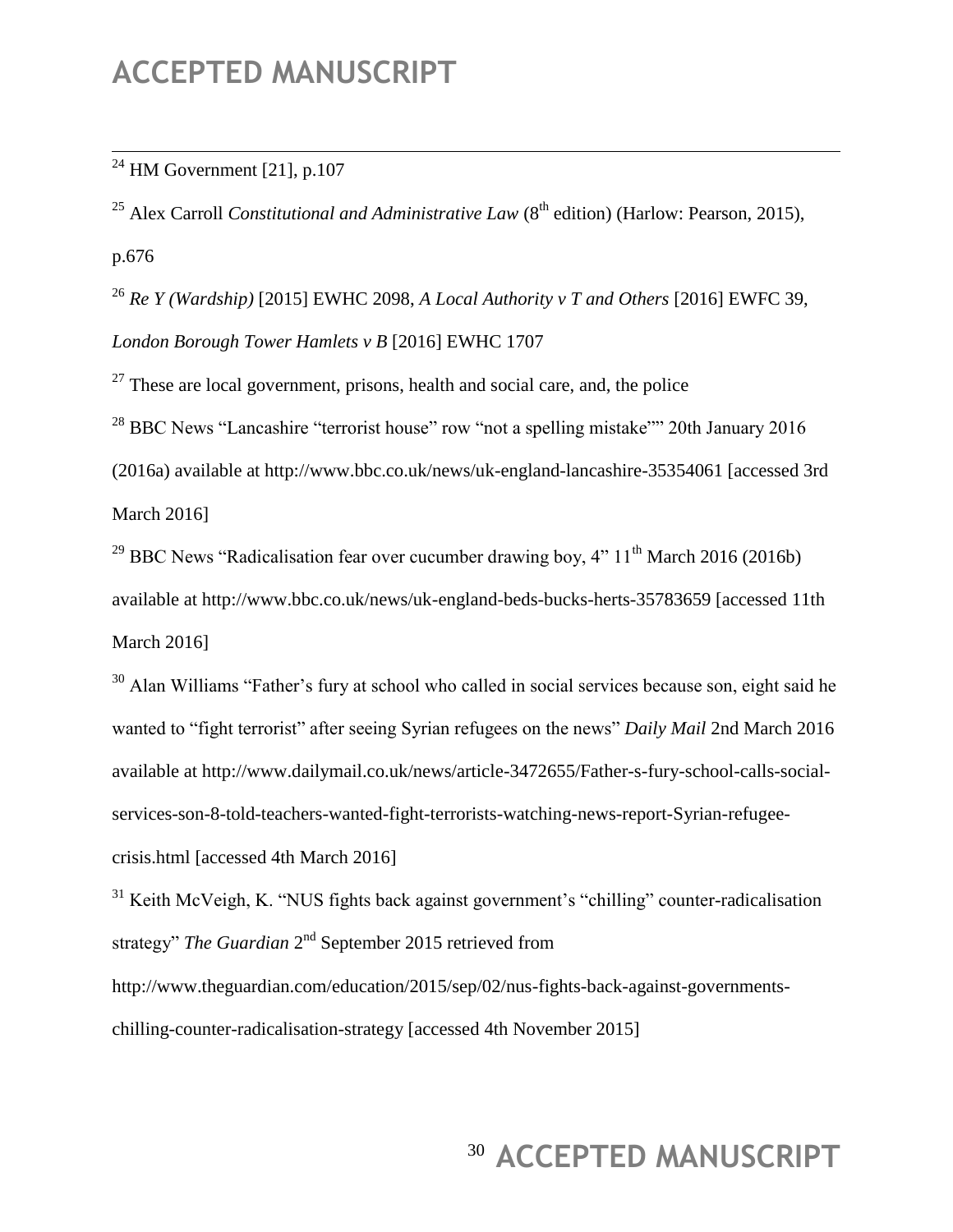[24] HM Government [21], p.107

[25] Alex Carroll *Constitutional and Administrative Law* (8th edition) (Harlow: Pearson, 2015), p.676

[26] *Re Y (Wardship)* [2015] EWHC 2098, *A Local Authority v T and Others* [2016] EWFC 39, *London Borough Tower Hamlets v B* [2016] EWHC 1707

[27] These are local government, prisons, health and social care, and, the police

[28] BBC News "Lancashire "terrorist house" row "not a spelling mistake"" 20th January 2016 (2016a) available at http://www.bbc.co.uk/news/uk-england-lancashire-35354061 [accessed 3rd March 2016]

[29] BBC News "Radicalisation fear over cucumber drawing boy, 4" 11th March 2016 (2016b) available at http://www.bbc.co.uk/news/uk-england-beds-bucks-herts-35783659 [accessed 11th March 2016]

[30] Alan Williams "Father's fury at school who called in social services because son, eight said he wanted to "fight terrorist" after seeing Syrian refugees on the news" *Daily Mail* 2nd March 2016 available at http://www.dailymail.co.uk/news/article-3472655/Father-s-fury-school-calls-social-services-son-8-told-teachers-wanted-fight-terrorists-watching-news-report-Syrian-refugee-crisis.html [accessed 4th March 2016]

[31] Keith McVeigh, K. "NUS fights back against government's "chilling" counter-radicalisation strategy" *The Guardian* 2nd September 2015 retrieved from http://www.theguardian.com/education/2015/sep/02/nus-fights-back-against-governments-chilling-counter-radicalisation-strategy [accessed 4th November 2015]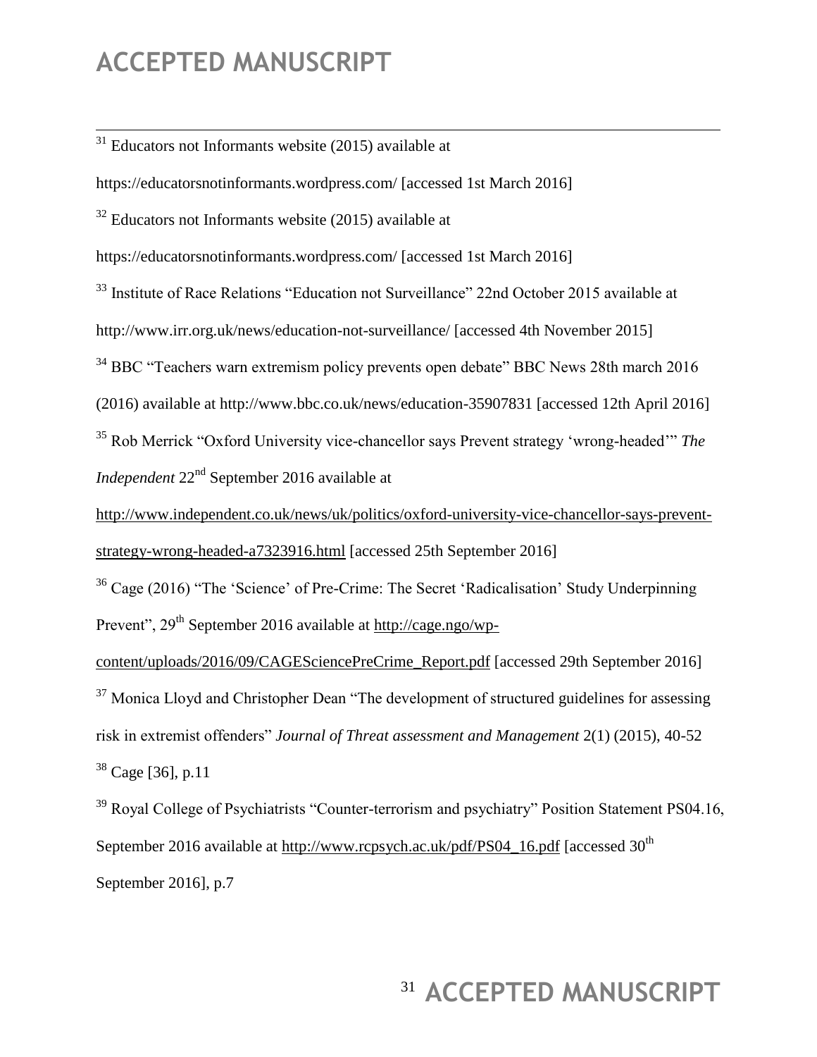[31] Educators not Informants website (2015) available at https://educatorsnotinformants.wordpress.com/ [accessed 1st March 2016]

[32] Educators not Informants website (2015) available at https://educatorsnotinformants.wordpress.com/ [accessed 1st March 2016]

[33] Institute of Race Relations "Education not Surveillance" 22nd October 2015 available at http://www.irr.org.uk/news/education-not-surveillance/ [accessed 4th November 2015]

[34] BBC "Teachers warn extremism policy prevents open debate" BBC News 28th march 2016 (2016) available at http://www.bbc.co.uk/news/education-35907831 [accessed 12th April 2016]

[35] Rob Merrick "Oxford University vice-chancellor says Prevent strategy 'wrong-headed'" *The Independent* 22nd September 2016 available at http://www.independent.co.uk/news/uk/politics/oxford-university-vice-chancellor-says-prevent-strategy-wrong-headed-a7323916.html [accessed 25th September 2016]

[36] Cage (2016) "The 'Science' of Pre-Crime: The Secret 'Radicalisation' Study Underpinning Prevent", 29th September 2016 available at http://cage.ngo/wp-content/uploads/2016/09/CAGESciencePreCrime_Report.pdf [accessed 29th September 2016]

[37] Monica Lloyd and Christopher Dean "The development of structured guidelines for assessing risk in extremist offenders" *Journal of Threat assessment and Management* 2(1) (2015), 40-52

[38] Cage [36], p.11

[39] Royal College of Psychiatrists "Counter-terrorism and psychiatry" Position Statement PS04.16, September 2016 available at http://www.rcpsych.ac.uk/pdf/PS04_16.pdf [accessed 30th September 2016], p.7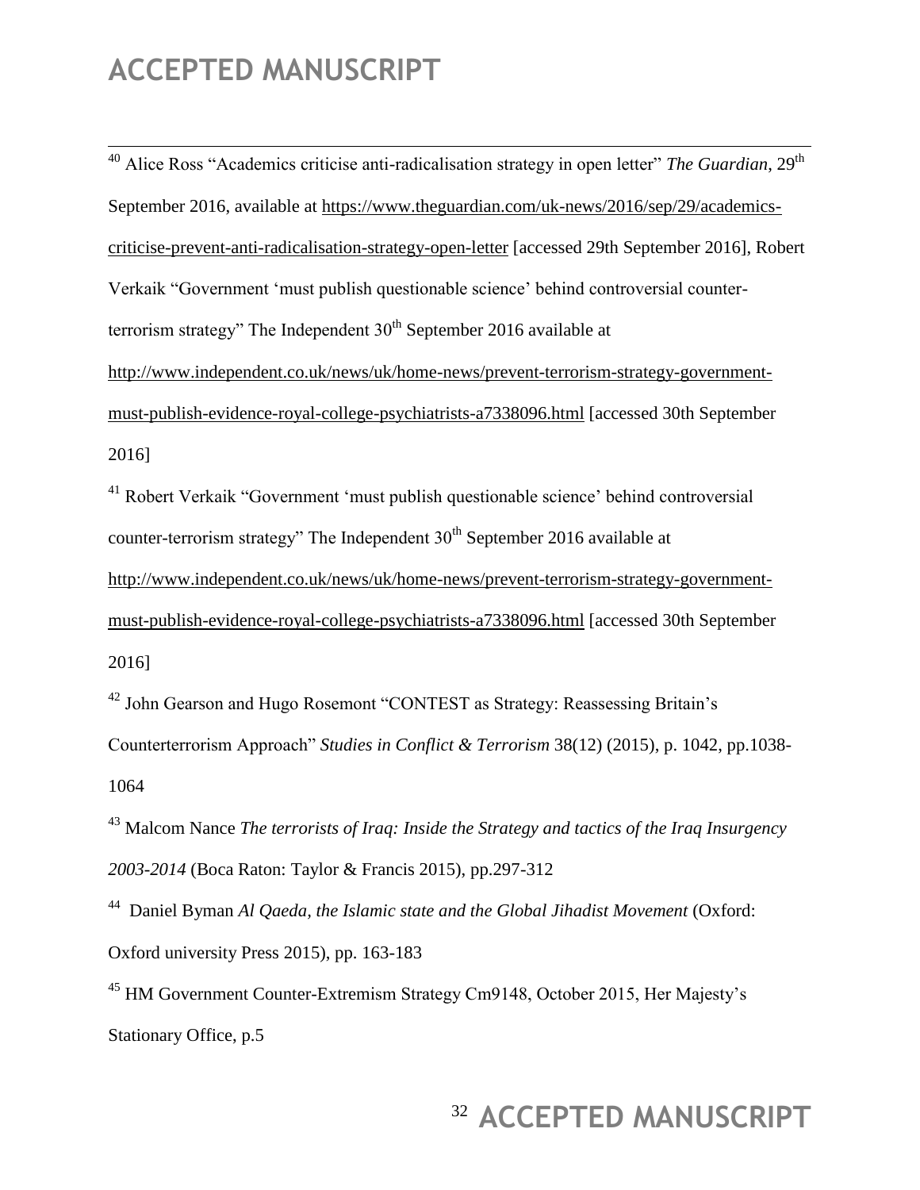[40] Alice Ross "Academics criticise anti-radicalisation strategy in open letter" *The Guardian*, 29th September 2016, available at https://www.theguardian.com/uk-news/2016/sep/29/academics-criticise-prevent-anti-radicalisation-strategy-open-letter [accessed 29th September 2016], Robert Verkaik "Government 'must publish questionable science' behind controversial counter-terrorism strategy" The Independent 30th September 2016 available at http://www.independent.co.uk/news/uk/home-news/prevent-terrorism-strategy-government-must-publish-evidence-royal-college-psychiatrists-a7338096.html [accessed 30th September 2016]

[41] Robert Verkaik "Government 'must publish questionable science' behind controversial counter-terrorism strategy" The Independent 30th September 2016 available at http://www.independent.co.uk/news/uk/home-news/prevent-terrorism-strategy-government-must-publish-evidence-royal-college-psychiatrists-a7338096.html [accessed 30th September 2016]

[42] John Gearson and Hugo Rosemont "CONTEST as Strategy: Reassessing Britain's Counterterrorism Approach" *Studies in Conflict & Terrorism* 38(12) (2015), p. 1042, pp.1038-1064

[43] Malcom Nance *The terrorists of Iraq: Inside the Strategy and tactics of the Iraq Insurgency 2003-2014* (Boca Raton: Taylor & Francis 2015), pp.297-312

[44] Daniel Byman *Al Qaeda, the Islamic state and the Global Jihadist Movement* (Oxford: Oxford university Press 2015), pp. 163-183

[45] HM Government Counter-Extremism Strategy Cm9148, October 2015, Her Majesty's Stationary Office, p.5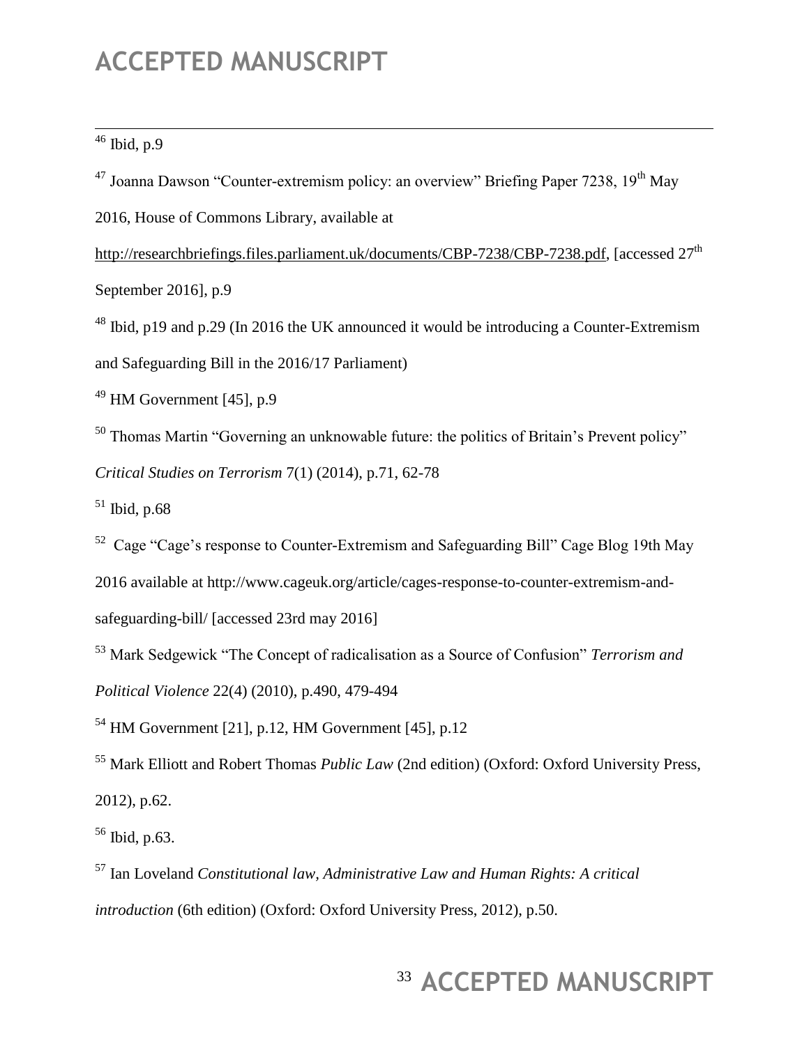[46] Ibid, p.9

[47] Joanna Dawson "Counter-extremism policy: an overview" Briefing Paper 7238, 19th May 2016, House of Commons Library, available at http://researchbriefings.files.parliament.uk/documents/CBP-7238/CBP-7238.pdf, [accessed 27th September 2016], p.9

[48] Ibid, p19 and p.29 (In 2016 the UK announced it would be introducing a Counter-Extremism and Safeguarding Bill in the 2016/17 Parliament)

[49] HM Government [45], p.9

[50] Thomas Martin "Governing an unknowable future: the politics of Britain's Prevent policy" *Critical Studies on Terrorism* 7(1) (2014), p.71, 62-78

[51] Ibid, p.68

[52] Cage "Cage's response to Counter-Extremism and Safeguarding Bill" Cage Blog 19th May 2016 available at http://www.cageuk.org/article/cages-response-to-counter-extremism-and-safeguarding-bill/ [accessed 23rd may 2016]

[53] Mark Sedgewick "The Concept of radicalisation as a Source of Confusion" *Terrorism and Political Violence* 22(4) (2010), p.490, 479-494

[54] HM Government [21], p.12, HM Government [45], p.12

[55] Mark Elliott and Robert Thomas *Public Law* (2nd edition) (Oxford: Oxford University Press, 2012), p.62.

[56] Ibid, p.63.

[57] Ian Loveland *Constitutional law, Administrative Law and Human Rights: A critical introduction* (6th edition) (Oxford: Oxford University Press, 2012), p.50.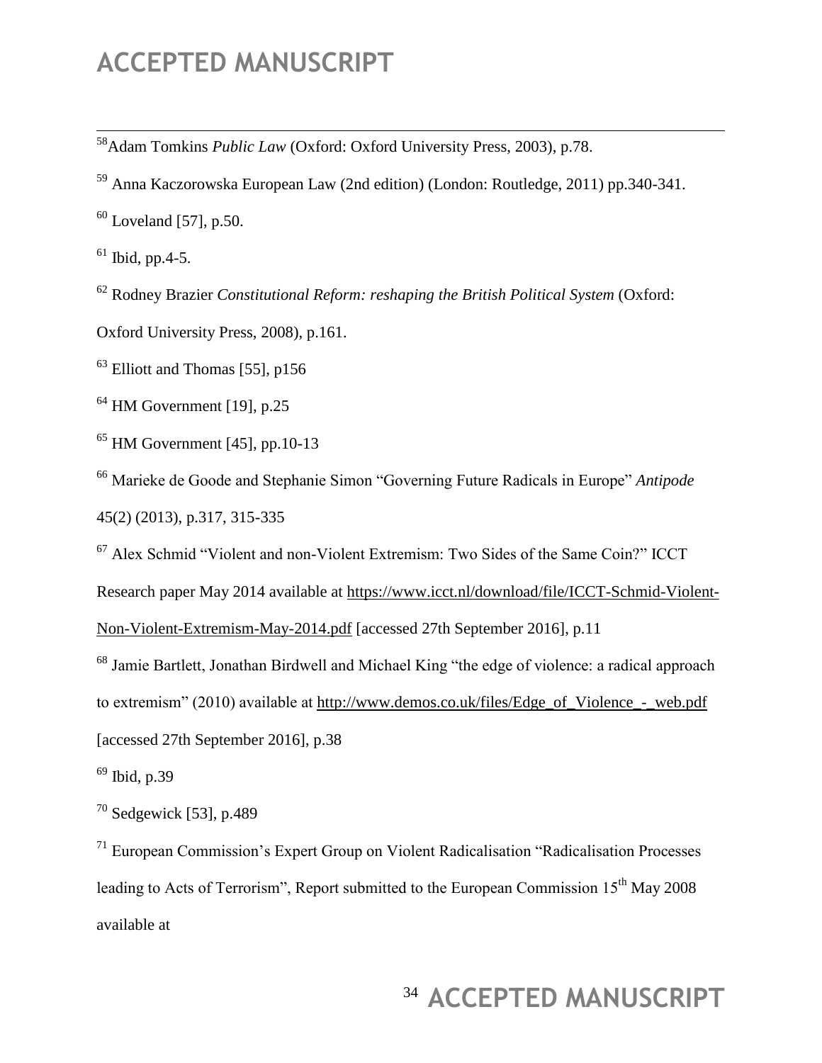[58]Adam Tomkins *Public Law* (Oxford: Oxford University Press, 2003), p.78.

[59] Anna Kaczorowska European Law (2nd edition) (London: Routledge, 2011) pp.340-341.

[60] Loveland [57], p.50.

[61] Ibid, pp.4-5.

[62] Rodney Brazier *Constitutional Reform: reshaping the British Political System* (Oxford: Oxford University Press, 2008), p.161.

[63] Elliott and Thomas [55], p156

[64] HM Government [19], p.25

[65] HM Government [45], pp.10-13

[66] Marieke de Goode and Stephanie Simon "Governing Future Radicals in Europe" *Antipode* 45(2) (2013), p.317, 315-335

[67] Alex Schmid "Violent and non-Violent Extremism: Two Sides of the Same Coin?" ICCT Research paper May 2014 available at https://www.icct.nl/download/file/ICCT-Schmid-Violent-Non-Violent-Extremism-May-2014.pdf [accessed 27th September 2016], p.11

[68] Jamie Bartlett, Jonathan Birdwell and Michael King "the edge of violence: a radical approach to extremism" (2010) available at http://www.demos.co.uk/files/Edge_of_Violence_-_web.pdf [accessed 27th September 2016], p.38

[69] Ibid, p.39

[70] Sedgewick [53], p.489

[71] European Commission's Expert Group on Violent Radicalisation "Radicalisation Processes leading to Acts of Terrorism", Report submitted to the European Commission 15th May 2008 available at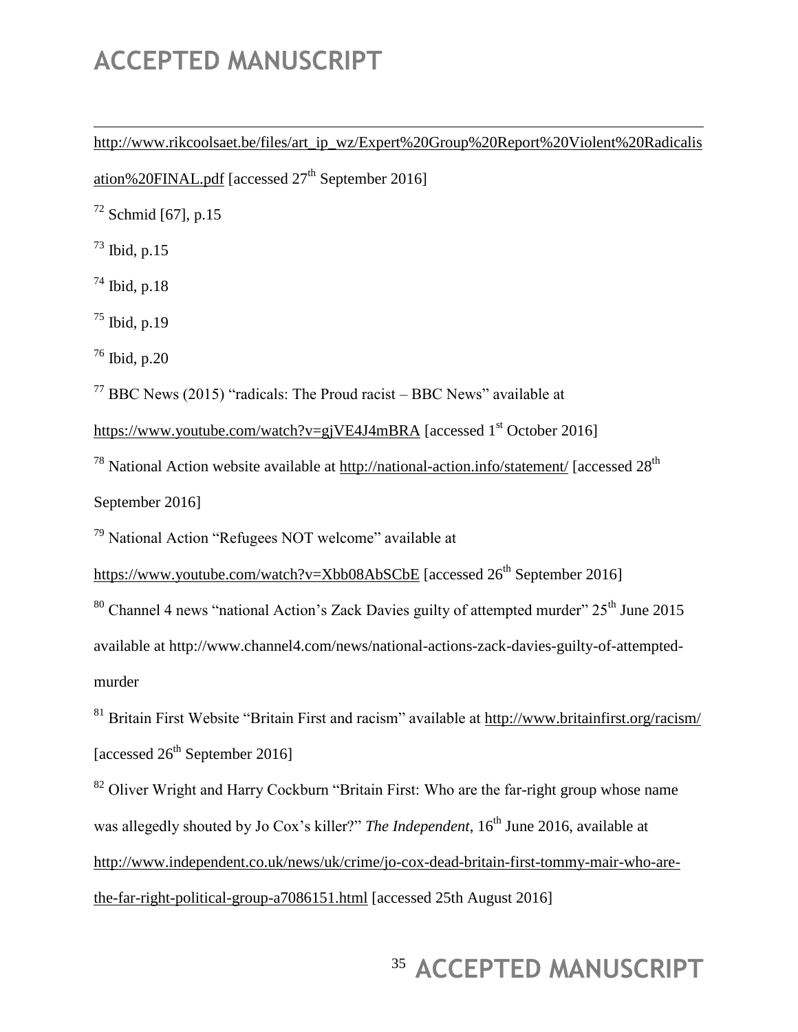http://www.rikcoolsaet.be/files/art_ip_wz/Expert%20Group%20Report%20Violent%20Radicalisation%20FINAL.pdf [accessed 27th September 2016]

[72] Schmid [67], p.15

[73] Ibid, p.15

[74] Ibid, p.18

[75] Ibid, p.19

[76] Ibid, p.20

[77] BBC News (2015) "radicals: The Proud racist – BBC News" available at https://www.youtube.com/watch?v=gjVE4J4mBRA [accessed 1st October 2016]

[78] National Action website available at http://national-action.info/statement/ [accessed 28th September 2016]

[79] National Action "Refugees NOT welcome" available at https://www.youtube.com/watch?v=Xbb08AbSCbE [accessed 26th September 2016]

[80] Channel 4 news "national Action's Zack Davies guilty of attempted murder" 25th June 2015 available at http://www.channel4.com/news/national-actions-zack-davies-guilty-of-attempted-murder

[81] Britain First Website "Britain First and racism" available at http://www.britainfirst.org/racism/ [accessed 26th September 2016]

[82] Oliver Wright and Harry Cockburn "Britain First: Who are the far-right group whose name was allegedly shouted by Jo Cox's killer?" *The Independent*, 16th June 2016, available at http://www.independent.co.uk/news/uk/crime/jo-cox-dead-britain-first-tommy-mair-who-are-the-far-right-political-group-a7086151.html [accessed 25th August 2016]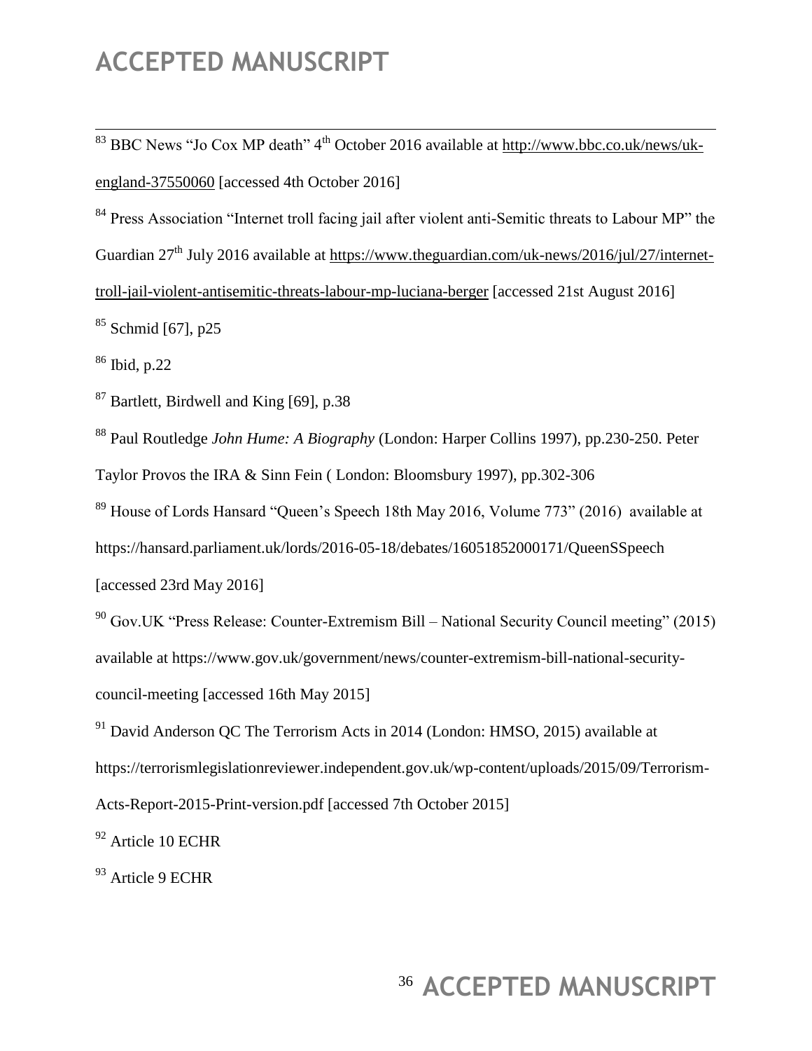[83] BBC News "Jo Cox MP death" 4th October 2016 available at http://www.bbc.co.uk/news/uk-england-37550060 [accessed 4th October 2016]

[84] Press Association "Internet troll facing jail after violent anti-Semitic threats to Labour MP" the Guardian 27th July 2016 available at https://www.theguardian.com/uk-news/2016/jul/27/internet-troll-jail-violent-antisemitic-threats-labour-mp-luciana-berger [accessed 21st August 2016]

[85] Schmid [67], p25

[86] Ibid, p.22

[87] Bartlett, Birdwell and King [69], p.38

[88] Paul Routledge *John Hume: A Biography* (London: Harper Collins 1997), pp.230-250. Peter Taylor Provos the IRA & Sinn Fein ( London: Bloomsbury 1997), pp.302-306

[89] House of Lords Hansard "Queen's Speech 18th May 2016, Volume 773" (2016) available at https://hansard.parliament.uk/lords/2016-05-18/debates/16051852000171/QueenSSpeech [accessed 23rd May 2016]

[90] Gov.UK "Press Release: Counter-Extremism Bill – National Security Council meeting" (2015) available at https://www.gov.uk/government/news/counter-extremism-bill-national-security-council-meeting [accessed 16th May 2015]

[91] David Anderson QC The Terrorism Acts in 2014 (London: HMSO, 2015) available at https://terrorismlegislationreviewer.independent.gov.uk/wp-content/uploads/2015/09/Terrorism-Acts-Report-2015-Print-version.pdf [accessed 7th October 2015]

[92] Article 10 ECHR

[93] Article 9 ECHR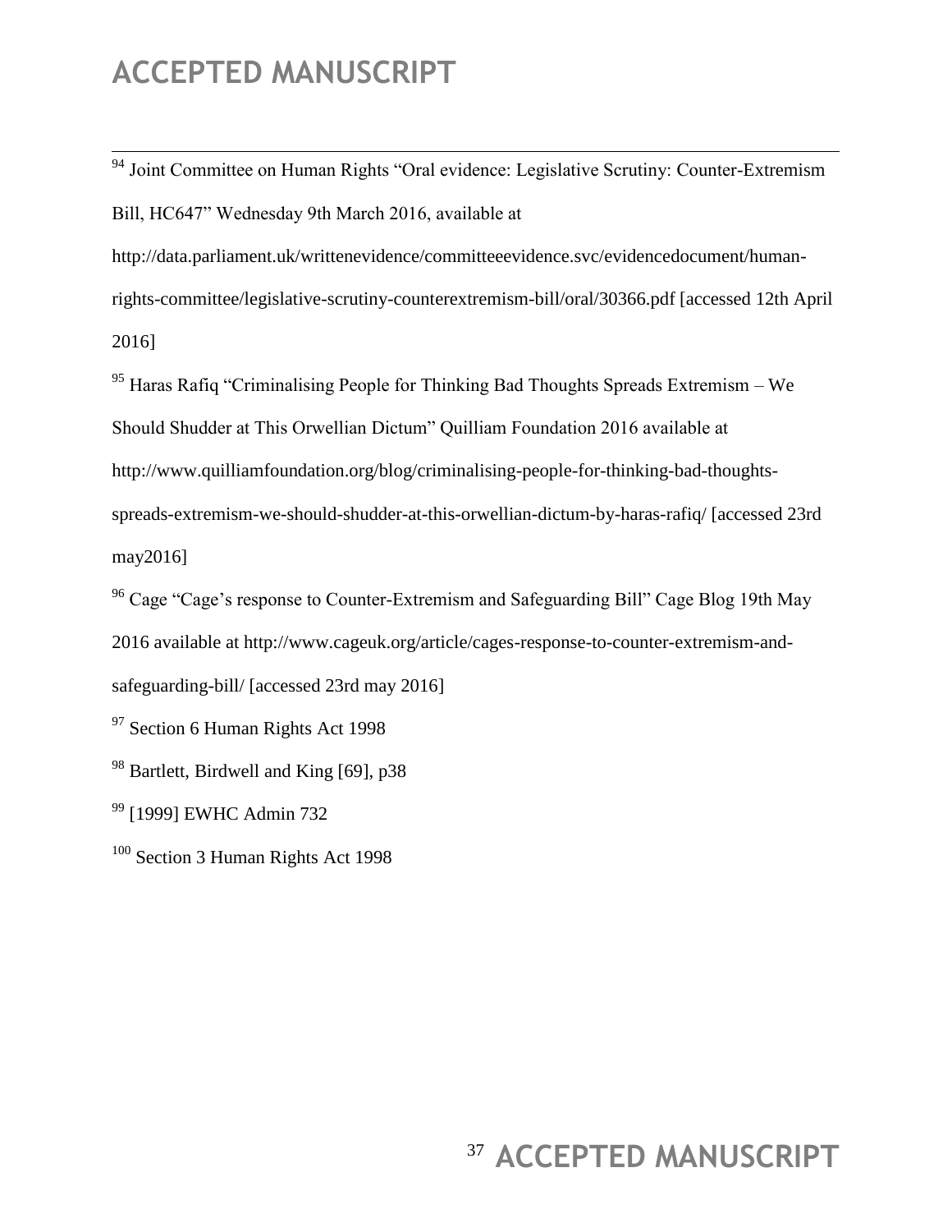[94] Joint Committee on Human Rights "Oral evidence: Legislative Scrutiny: Counter-Extremism Bill, HC647" Wednesday 9th March 2016, available at http://data.parliament.uk/writtenevidence/committeeevidence.svc/evidencedocument/human-rights-committee/legislative-scrutiny-counterextremism-bill/oral/30366.pdf [accessed 12th April 2016]

[95] Haras Rafiq "Criminalising People for Thinking Bad Thoughts Spreads Extremism – We Should Shudder at This Orwellian Dictum" Quilliam Foundation 2016 available at http://www.quilliamfoundation.org/blog/criminalising-people-for-thinking-bad-thoughts-spreads-extremism-we-should-shudder-at-this-orwellian-dictum-by-haras-rafiq/ [accessed 23rd may2016]

[96] Cage "Cage's response to Counter-Extremism and Safeguarding Bill" Cage Blog 19th May 2016 available at http://www.cageuk.org/article/cages-response-to-counter-extremism-and-safeguarding-bill/ [accessed 23rd may 2016]

[97] Section 6 Human Rights Act 1998

[98] Bartlett, Birdwell and King [69], p38

[99] [1999] EWHC Admin 732

[100] Section 3 Human Rights Act 1998